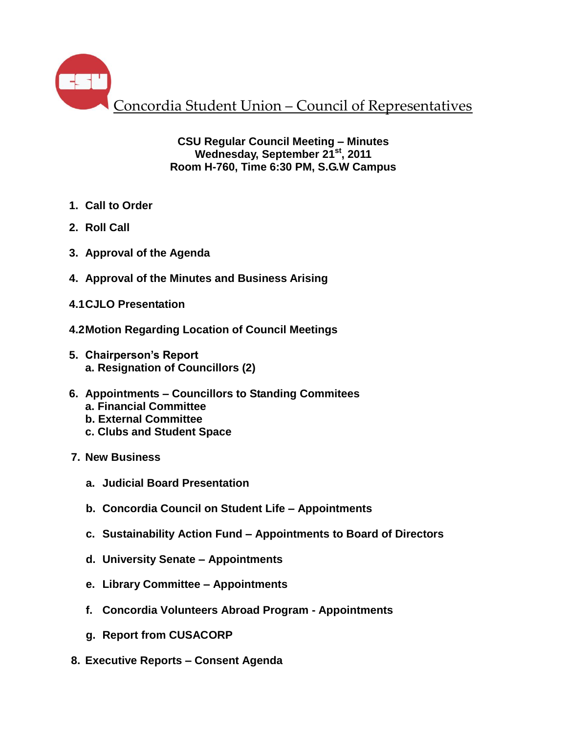# Concordia Student Union – Council of Representatives

**CSU Regular Council Meeting – Minutes**
**Wednesday, September 21st, 2011**
**Room H-760, Time 6:30 PM, S.G.W Campus**

1. **Call to Order**
2. **Roll Call**
3. **Approval of the Agenda**
4. **Approval of the Minutes and Business Arising**

**4.1 CJLO Presentation**

**4.2 Motion Regarding Location of Council Meetings**

5. **Chairperson's Report**
   a. **Resignation of Councillors (2)**
6. **Appointments – Councillors to Standing Commitees**
   a. **Financial Committee**
   b. **External Committee**
   c. **Clubs and Student Space**
7. **New Business**
   a. **Judicial Board Presentation**
   b. **Concordia Council on Student Life – Appointments**
   c. **Sustainability Action Fund – Appointments to Board of Directors**
   d. **University Senate – Appointments**
   e. **Library Committee – Appointments**
   f. **Concordia Volunteers Abroad Program - Appointments**
   g. **Report from CUSACORP**
8. **Executive Reports – Consent Agenda**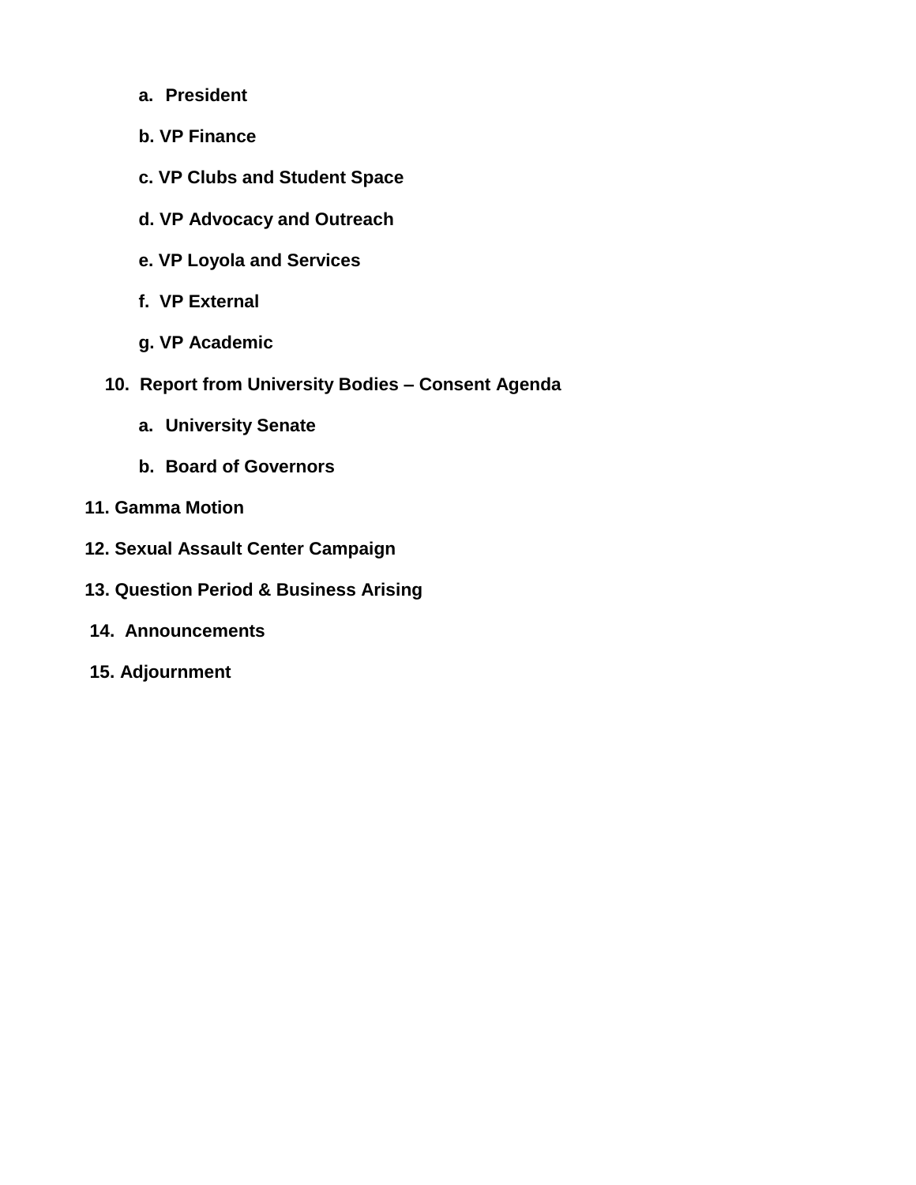- **a. President**
- **b. VP Finance**
- **c. VP Clubs and Student Space**
- **d. VP Advocacy and Outreach**
- **e. VP Loyola and Services**
- **f. VP External**
- **g. VP Academic**

**10. Report from University Bodies – Consent Agenda**

- **a. University Senate**
- **b. Board of Governors**

**11. Gamma Motion**

**12. Sexual Assault Center Campaign**

**13. Question Period & Business Arising**

**14. Announcements**

**15. Adjournment**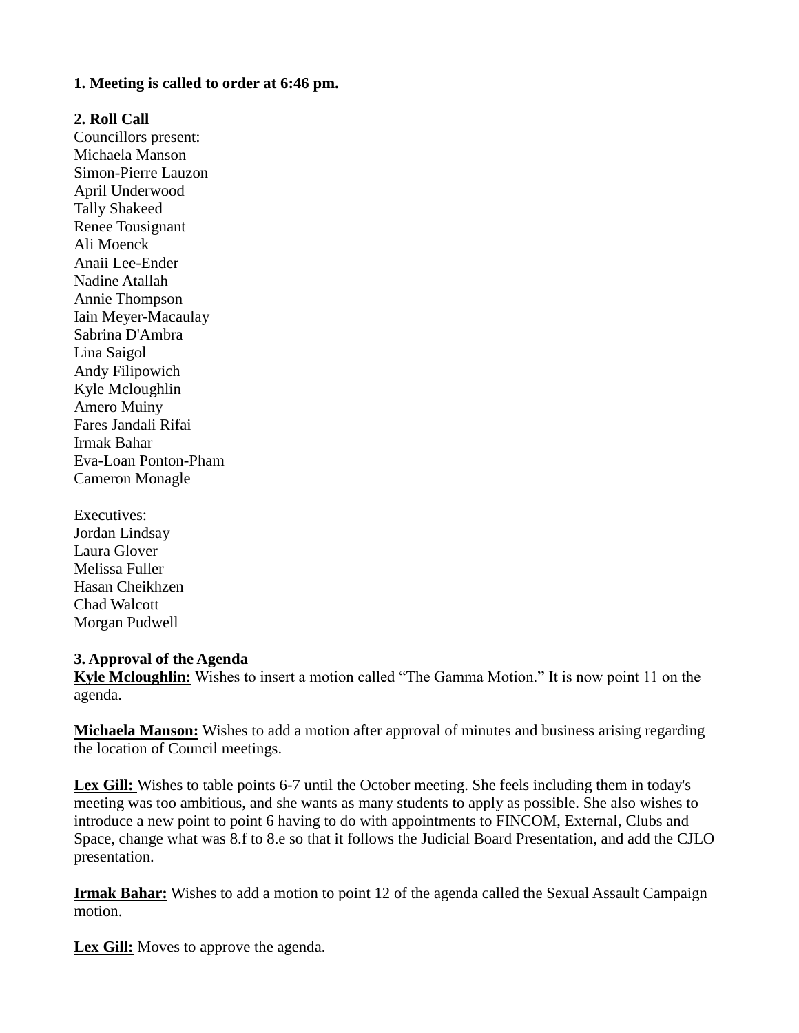**1. Meeting is called to order at 6:46 pm.**

**2. Roll Call**

Councillors present:
Michaela Manson
Simon-Pierre Lauzon
April Underwood
Tally Shakeed
Renee Tousignant
Ali Moenck
Anaii Lee-Ender
Nadine Atallah
Annie Thompson
Iain Meyer-Macaulay
Sabrina D'Ambra
Lina Saigol
Andy Filipowich
Kyle Mcloughlin
Amero Muiny
Fares Jandali Rifai
Irmak Bahar
Eva-Loan Ponton-Pham
Cameron Monagle

Executives:
Jordan Lindsay
Laura Glover
Melissa Fuller
Hasan Cheikhzen
Chad Walcott
Morgan Pudwell

**3. Approval of the Agenda**

**Kyle Mcloughlin:** Wishes to insert a motion called "The Gamma Motion." It is now point 11 on the agenda.

**Michaela Manson:** Wishes to add a motion after approval of minutes and business arising regarding the location of Council meetings.

**Lex Gill:** Wishes to table points 6-7 until the October meeting. She feels including them in today's meeting was too ambitious, and she wants as many students to apply as possible. She also wishes to introduce a new point to point 6 having to do with appointments to FINCOM, External, Clubs and Space, change what was 8.f to 8.e so that it follows the Judicial Board Presentation, and add the CJLO presentation.

**Irmak Bahar:** Wishes to add a motion to point 12 of the agenda called the Sexual Assault Campaign motion.

**Lex Gill:** Moves to approve the agenda.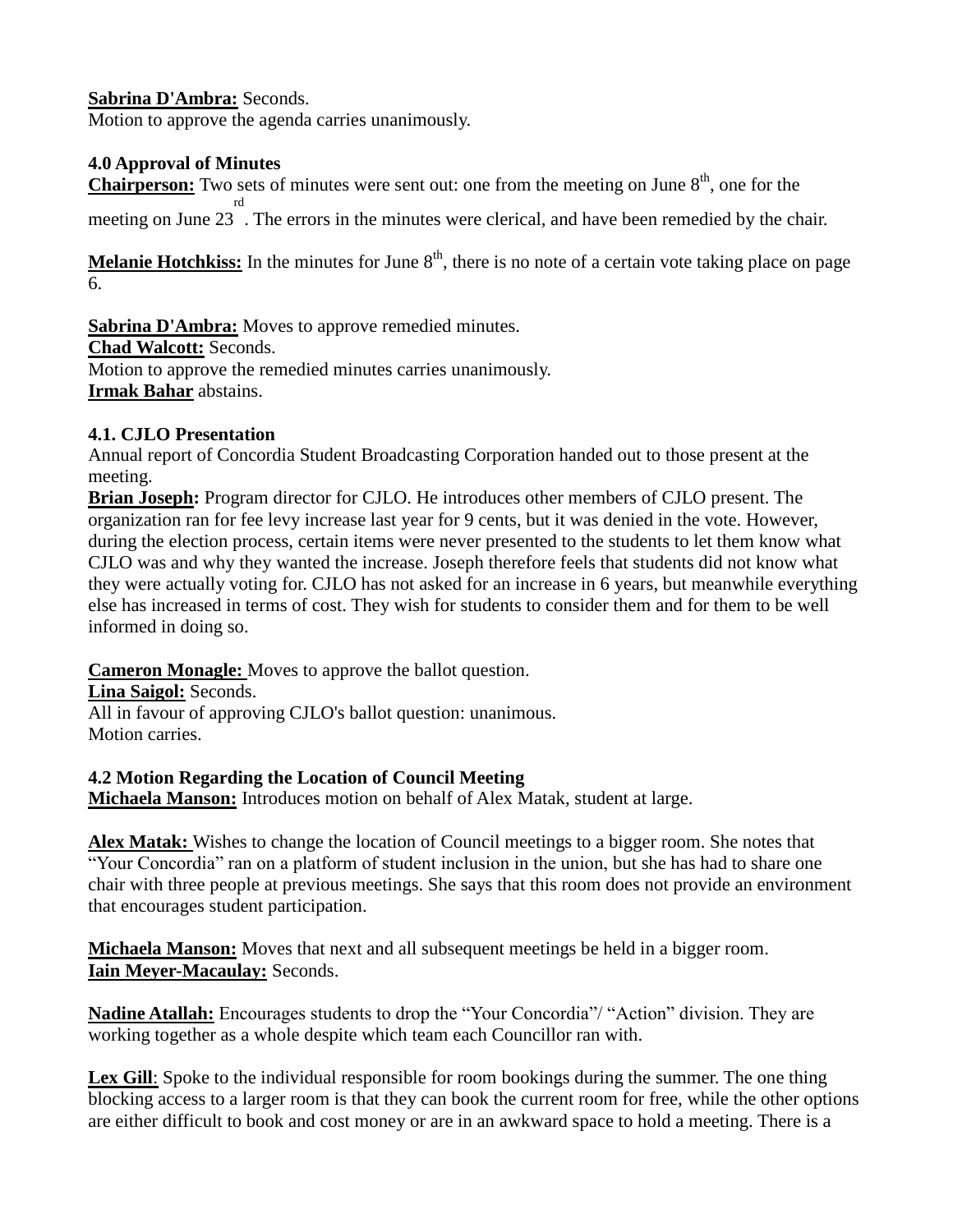**Sabrina D'Ambra:** Seconds.
Motion to approve the agenda carries unanimously.

**4.0 Approval of Minutes**

**Chairperson:** Two sets of minutes were sent out: one from the meeting on June 8th, one for the meeting on June 23rd. The errors in the minutes were clerical, and have been remedied by the chair.

**Melanie Hotchkiss:** In the minutes for June 8th, there is no note of a certain vote taking place on page 6.

**Sabrina D'Ambra:** Moves to approve remedied minutes.
**Chad Walcott:** Seconds.
Motion to approve the remedied minutes carries unanimously.
**Irmak Bahar** abstains.

**4.1. CJLO Presentation**

Annual report of Concordia Student Broadcasting Corporation handed out to those present at the meeting.
**Brian Joseph:** Program director for CJLO. He introduces other members of CJLO present. The organization ran for fee levy increase last year for 9 cents, but it was denied in the vote. However, during the election process, certain items were never presented to the students to let them know what CJLO was and why they wanted the increase. Joseph therefore feels that students did not know what they were actually voting for. CJLO has not asked for an increase in 6 years, but meanwhile everything else has increased in terms of cost. They wish for students to consider them and for them to be well informed in doing so.

**Cameron Monagle:** Moves to approve the ballot question.
**Lina Saigol:** Seconds.
All in favour of approving CJLO's ballot question: unanimous.
Motion carries.

**4.2 Motion Regarding the Location of Council Meeting**

**Michaela Manson:** Introduces motion on behalf of Alex Matak, student at large.

**Alex Matak:** Wishes to change the location of Council meetings to a bigger room. She notes that "Your Concordia" ran on a platform of student inclusion in the union, but she has had to share one chair with three people at previous meetings. She says that this room does not provide an environment that encourages student participation.

**Michaela Manson:** Moves that next and all subsequent meetings be held in a bigger room.
**Iain Meyer-Macaulay:** Seconds.

**Nadine Atallah:** Encourages students to drop the "Your Concordia"/ "Action" division. They are working together as a whole despite which team each Councillor ran with.

**Lex Gill**: Spoke to the individual responsible for room bookings during the summer. The one thing blocking access to a larger room is that they can book the current room for free, while the other options are either difficult to book and cost money or are in an awkward space to hold a meeting. There is a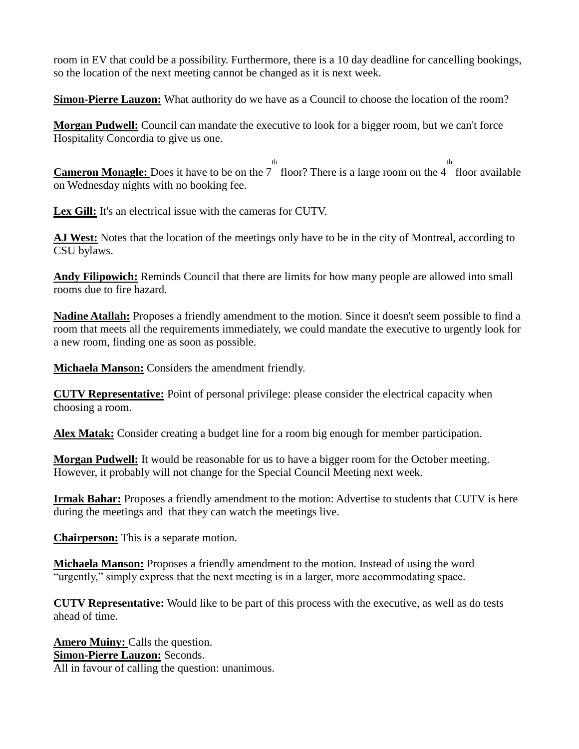room in EV that could be a possibility. Furthermore, there is a 10 day deadline for cancelling bookings, so the location of the next meeting cannot be changed as it is next week.

**Simon-Pierre Lauzon:** What authority do we have as a Council to choose the location of the room?

**Morgan Pudwell:** Council can mandate the executive to look for a bigger room, but we can't force Hospitality Concordia to give us one.

**Cameron Monagle:** Does it have to be on the 7th floor? There is a large room on the 4th floor available on Wednesday nights with no booking fee.

**Lex Gill:** It's an electrical issue with the cameras for CUTV.

**AJ West:** Notes that the location of the meetings only have to be in the city of Montreal, according to CSU bylaws.

**Andy Filipowich:** Reminds Council that there are limits for how many people are allowed into small rooms due to fire hazard.

**Nadine Atallah:** Proposes a friendly amendment to the motion. Since it doesn't seem possible to find a room that meets all the requirements immediately, we could mandate the executive to urgently look for a new room, finding one as soon as possible.

**Michaela Manson:** Considers the amendment friendly.

**CUTV Representative:** Point of personal privilege: please consider the electrical capacity when choosing a room.

**Alex Matak:** Consider creating a budget line for a room big enough for member participation.

**Morgan Pudwell:** It would be reasonable for us to have a bigger room for the October meeting. However, it probably will not change for the Special Council Meeting next week.

**Irmak Bahar:** Proposes a friendly amendment to the motion: Advertise to students that CUTV is here during the meetings and that they can watch the meetings live.

**Chairperson:** This is a separate motion.

**Michaela Manson:** Proposes a friendly amendment to the motion. Instead of using the word "urgently," simply express that the next meeting is in a larger, more accommodating space.

**CUTV Representative:** Would like to be part of this process with the executive, as well as do tests ahead of time.

**Amero Muiny:** Calls the question.  
**Simon-Pierre Lauzon:** Seconds.  
All in favour of calling the question: unanimous.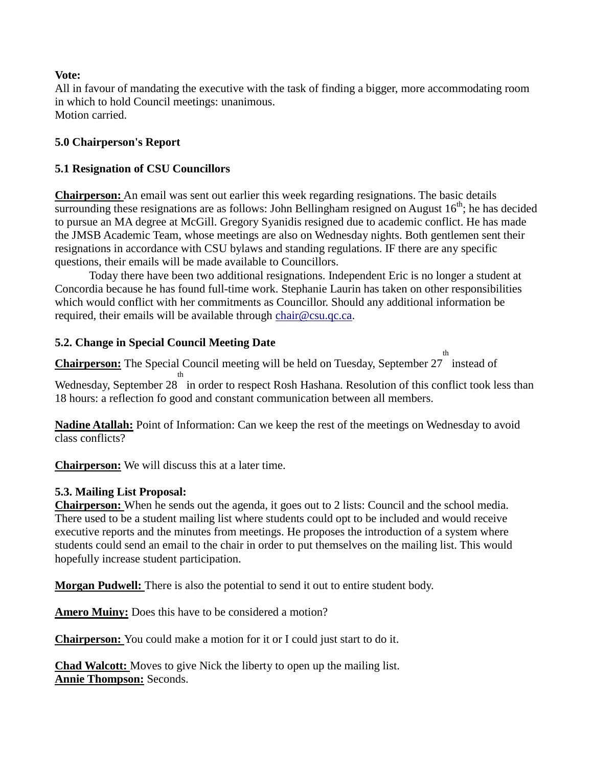**Vote:**
All in favour of mandating the executive with the task of finding a bigger, more accommodating room in which to hold Council meetings: unanimous.
Motion carried.

**5.0 Chairperson's Report**

**5.1 Resignation of CSU Councillors**

**Chairperson:** An email was sent out earlier this week regarding resignations. The basic details surrounding these resignations are as follows: John Bellingham resigned on August 16th; he has decided to pursue an MA degree at McGill. Gregory Syanidis resigned due to academic conflict. He has made the JMSB Academic Team, whose meetings are also on Wednesday nights. Both gentlemen sent their resignations in accordance with CSU bylaws and standing regulations. IF there are any specific questions, their emails will be made available to Councillors.

Today there have been two additional resignations. Independent Eric is no longer a student at Concordia because he has found full-time work. Stephanie Laurin has taken on other responsibilities which would conflict with her commitments as Councillor. Should any additional information be required, their emails will be available through chair@csu.qc.ca.

**5.2. Change in Special Council Meeting Date**

**Chairperson:** The Special Council meeting will be held on Tuesday, September 27th instead of Wednesday, September 28th in order to respect Rosh Hashana. Resolution of this conflict took less than 18 hours: a reflection fo good and constant communication between all members.

**Nadine Atallah:** Point of Information: Can we keep the rest of the meetings on Wednesday to avoid class conflicts?

**Chairperson:** We will discuss this at a later time.

**5.3. Mailing List Proposal:**
**Chairperson:** When he sends out the agenda, it goes out to 2 lists: Council and the school media. There used to be a student mailing list where students could opt to be included and would receive executive reports and the minutes from meetings. He proposes the introduction of a system where students could send an email to the chair in order to put themselves on the mailing list. This would hopefully increase student participation.

**Morgan Pudwell:** There is also the potential to send it out to entire student body.

**Amero Muiny:** Does this have to be considered a motion?

**Chairperson:** You could make a motion for it or I could just start to do it.

**Chad Walcott:** Moves to give Nick the liberty to open up the mailing list.
**Annie Thompson:** Seconds.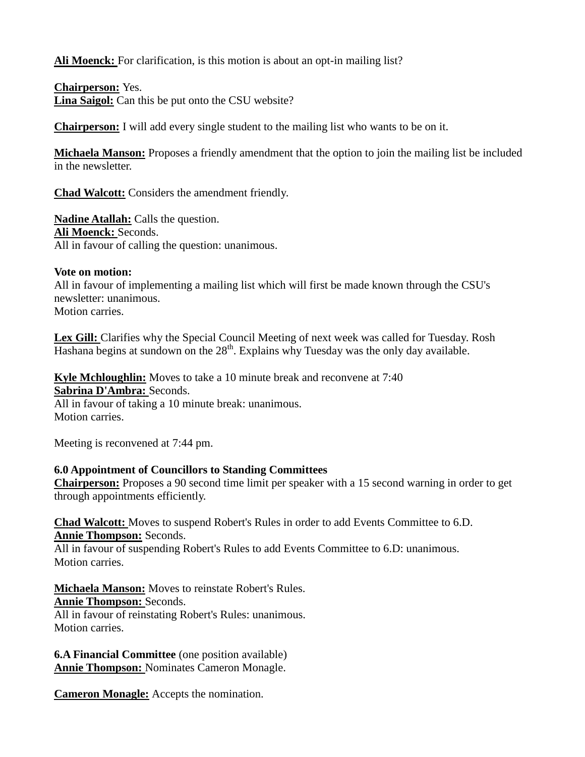**Ali Moenck:** For clarification, is this motion is about an opt-in mailing list?

**Chairperson:** Yes.
**Lina Saigol:** Can this be put onto the CSU website?

**Chairperson:** I will add every single student to the mailing list who wants to be on it.

**Michaela Manson:** Proposes a friendly amendment that the option to join the mailing list be included in the newsletter.

**Chad Walcott:** Considers the amendment friendly.

**Nadine Atallah:** Calls the question.
**Ali Moenck:** Seconds.
All in favour of calling the question: unanimous.

**Vote on motion:**
All in favour of implementing a mailing list which will first be made known through the CSU's newsletter: unanimous.
Motion carries.

**Lex Gill:** Clarifies why the Special Council Meeting of next week was called for Tuesday. Rosh Hashana begins at sundown on the 28th. Explains why Tuesday was the only day available.

**Kyle Mchloughlin:** Moves to take a 10 minute break and reconvene at 7:40
**Sabrina D'Ambra:** Seconds.
All in favour of taking a 10 minute break: unanimous.
Motion carries.

Meeting is reconvened at 7:44 pm.

**6.0 Appointment of Councillors to Standing Committees**
**Chairperson:** Proposes a 90 second time limit per speaker with a 15 second warning in order to get through appointments efficiently.

**Chad Walcott:** Moves to suspend Robert's Rules in order to add Events Committee to 6.D.
**Annie Thompson:** Seconds.
All in favour of suspending Robert's Rules to add Events Committee to 6.D: unanimous.
Motion carries.

**Michaela Manson:** Moves to reinstate Robert's Rules.
**Annie Thompson:** Seconds.
All in favour of reinstating Robert's Rules: unanimous.
Motion carries.

**6.A Financial Committee** (one position available)
**Annie Thompson:** Nominates Cameron Monagle.

**Cameron Monagle:** Accepts the nomination.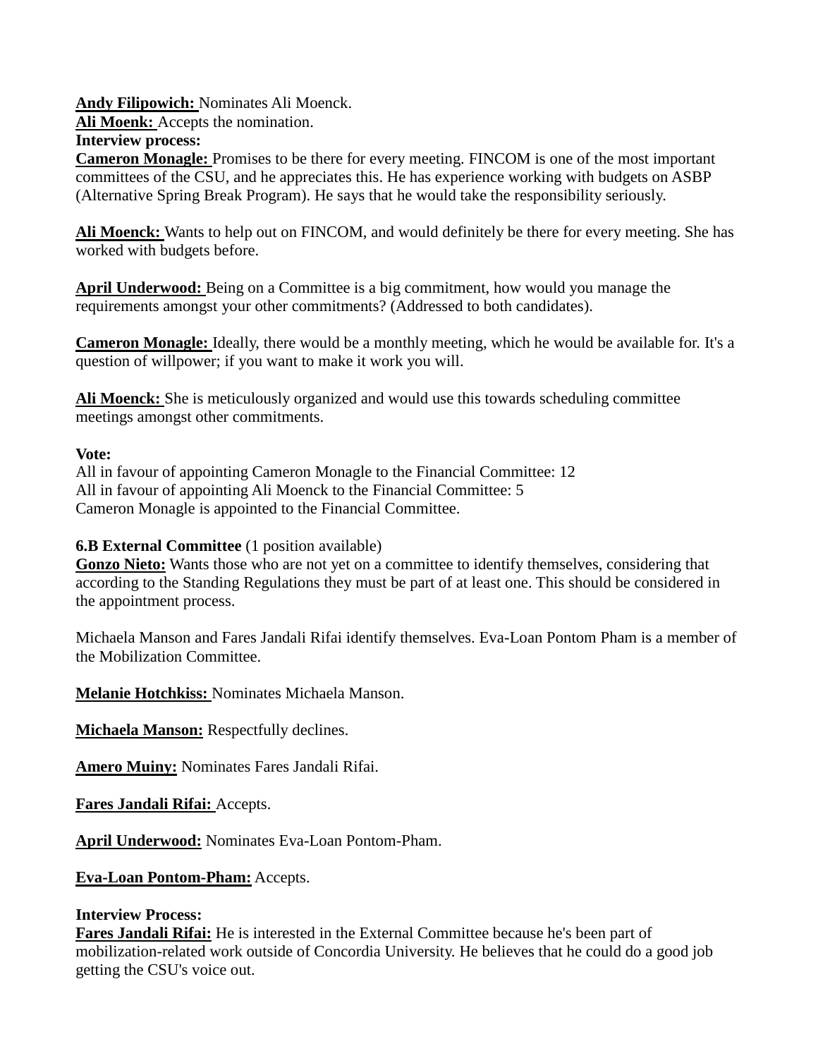**Andy Filipowich:** Nominates Ali Moenck.
**Ali Moenk:** Accepts the nomination.
**Interview process:**
**Cameron Monagle:** Promises to be there for every meeting. FINCOM is one of the most important committees of the CSU, and he appreciates this. He has experience working with budgets on ASBP (Alternative Spring Break Program). He says that he would take the responsibility seriously.

**Ali Moenck:** Wants to help out on FINCOM, and would definitely be there for every meeting. She has worked with budgets before.

**April Underwood:** Being on a Committee is a big commitment, how would you manage the requirements amongst your other commitments? (Addressed to both candidates).

**Cameron Monagle:** Ideally, there would be a monthly meeting, which he would be available for. It's a question of willpower; if you want to make it work you will.

**Ali Moenck:** She is meticulously organized and would use this towards scheduling committee meetings amongst other commitments.

**Vote:**
All in favour of appointing Cameron Monagle to the Financial Committee: 12
All in favour of appointing Ali Moenck to the Financial Committee: 5
Cameron Monagle is appointed to the Financial Committee.

**6.B External Committee** (1 position available)
**Gonzo Nieto:** Wants those who are not yet on a committee to identify themselves, considering that according to the Standing Regulations they must be part of at least one. This should be considered in the appointment process.

Michaela Manson and Fares Jandali Rifai identify themselves. Eva-Loan Pontom Pham is a member of the Mobilization Committee.

**Melanie Hotchkiss:** Nominates Michaela Manson.

**Michaela Manson:** Respectfully declines.

**Amero Muiny:** Nominates Fares Jandali Rifai.

**Fares Jandali Rifai:** Accepts.

**April Underwood:** Nominates Eva-Loan Pontom-Pham.

**Eva-Loan Pontom-Pham:** Accepts.

**Interview Process:**
**Fares Jandali Rifai:** He is interested in the External Committee because he's been part of mobilization-related work outside of Concordia University. He believes that he could do a good job getting the CSU's voice out.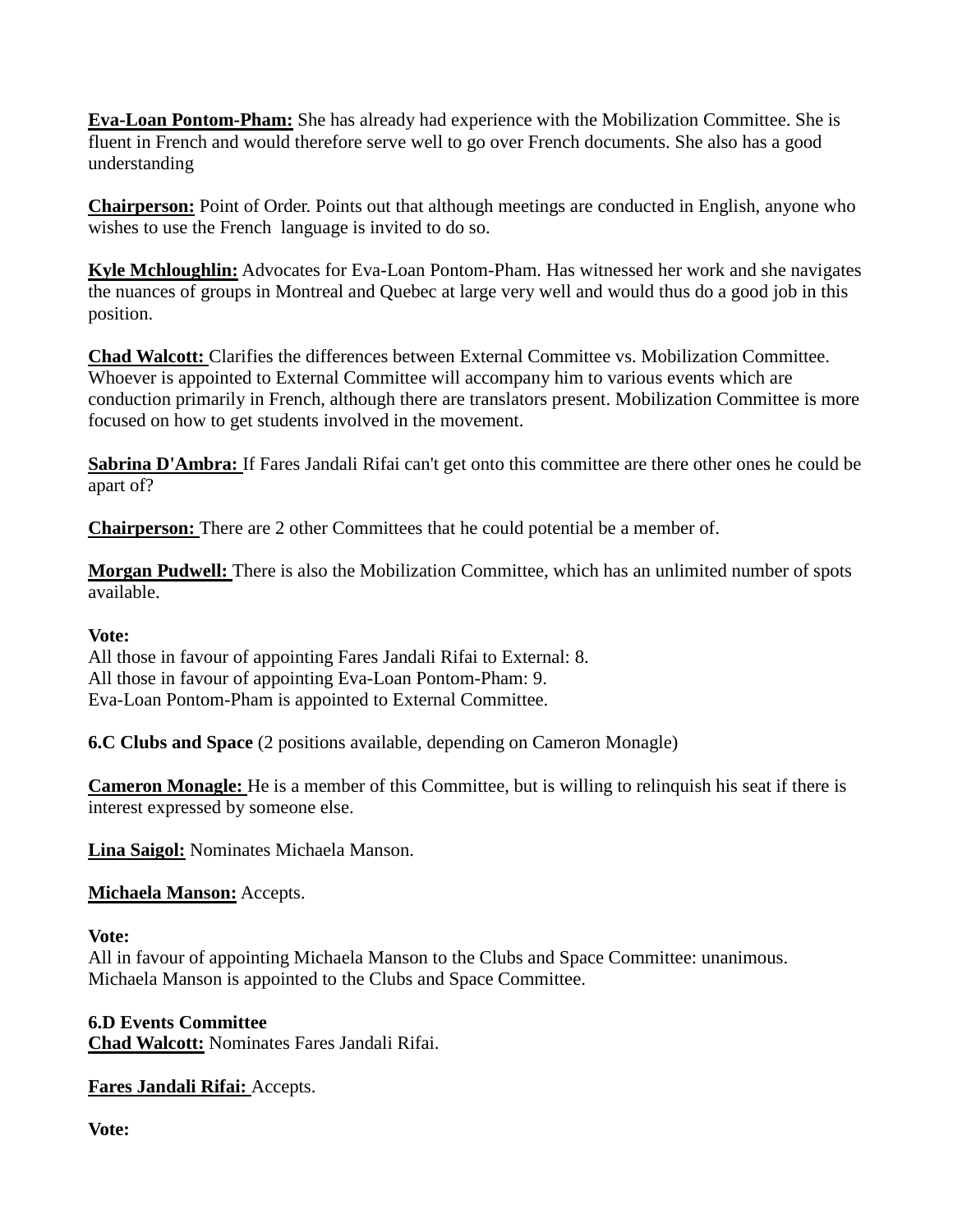**Eva-Loan Pontom-Pham:** She has already had experience with the Mobilization Committee. She is fluent in French and would therefore serve well to go over French documents. She also has a good understanding

**Chairperson:** Point of Order. Points out that although meetings are conducted in English, anyone who wishes to use the French language is invited to do so.

**Kyle Mchloughlin:** Advocates for Eva-Loan Pontom-Pham. Has witnessed her work and she navigates the nuances of groups in Montreal and Quebec at large very well and would thus do a good job in this position.

**Chad Walcott:** Clarifies the differences between External Committee vs. Mobilization Committee. Whoever is appointed to External Committee will accompany him to various events which are conduction primarily in French, although there are translators present. Mobilization Committee is more focused on how to get students involved in the movement.

**Sabrina D'Ambra:** If Fares Jandali Rifai can't get onto this committee are there other ones he could be apart of?

**Chairperson:** There are 2 other Committees that he could potential be a member of.

**Morgan Pudwell:** There is also the Mobilization Committee, which has an unlimited number of spots available.

**Vote:**
All those in favour of appointing Fares Jandali Rifai to External: 8.
All those in favour of appointing Eva-Loan Pontom-Pham: 9.
Eva-Loan Pontom-Pham is appointed to External Committee.

**6.C Clubs and Space** (2 positions available, depending on Cameron Monagle)

**Cameron Monagle:** He is a member of this Committee, but is willing to relinquish his seat if there is interest expressed by someone else.

**Lina Saigol:** Nominates Michaela Manson.

**Michaela Manson:** Accepts.

**Vote:**
All in favour of appointing Michaela Manson to the Clubs and Space Committee: unanimous.
Michaela Manson is appointed to the Clubs and Space Committee.

**6.D Events Committee**
**Chad Walcott:** Nominates Fares Jandali Rifai.

**Fares Jandali Rifai:** Accepts.

**Vote:**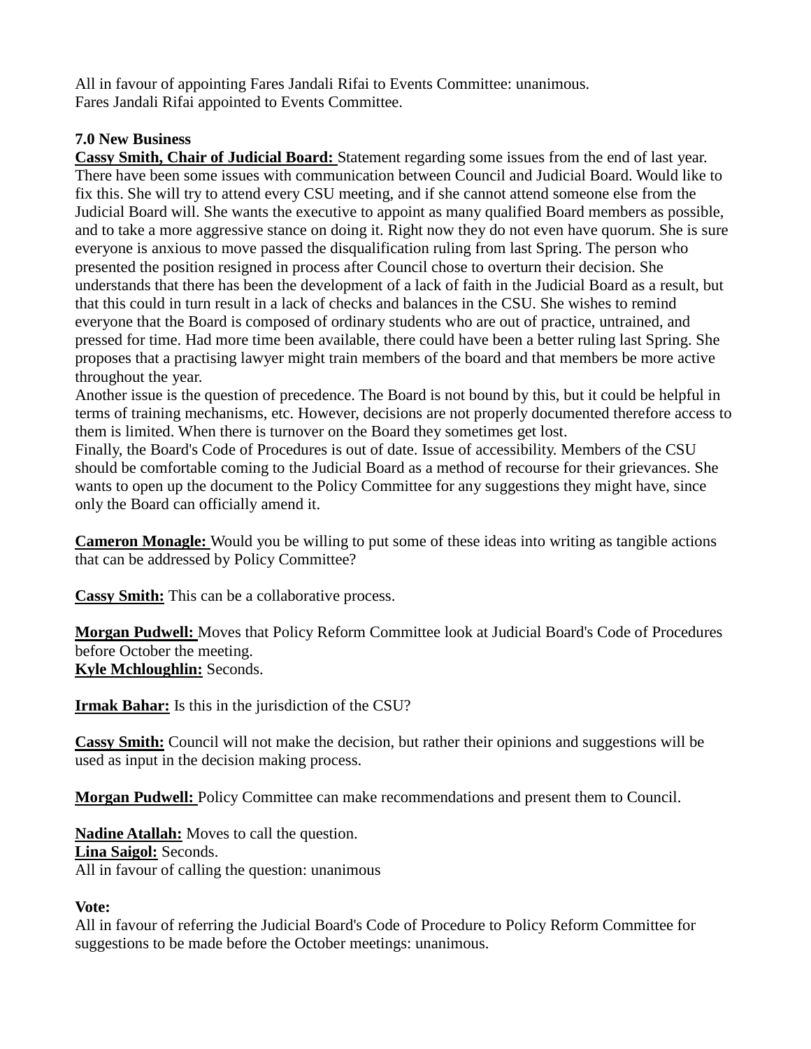All in favour of appointing Fares Jandali Rifai to Events Committee: unanimous.
Fares Jandali Rifai appointed to Events Committee.

**7.0 New Business**

**Cassy Smith, Chair of Judicial Board:** Statement regarding some issues from the end of last year. There have been some issues with communication between Council and Judicial Board. Would like to fix this. She will try to attend every CSU meeting, and if she cannot attend someone else from the Judicial Board will. She wants the executive to appoint as many qualified Board members as possible, and to take a more aggressive stance on doing it. Right now they do not even have quorum. She is sure everyone is anxious to move passed the disqualification ruling from last Spring. The person who presented the position resigned in process after Council chose to overturn their decision. She understands that there has been the development of a lack of faith in the Judicial Board as a result, but that this could in turn result in a lack of checks and balances in the CSU. She wishes to remind everyone that the Board is composed of ordinary students who are out of practice, untrained, and pressed for time. Had more time been available, there could have been a better ruling last Spring. She proposes that a practising lawyer might train members of the board and that members be more active throughout the year.
Another issue is the question of precedence. The Board is not bound by this, but it could be helpful in terms of training mechanisms, etc. However, decisions are not properly documented therefore access to them is limited. When there is turnover on the Board they sometimes get lost.
Finally, the Board's Code of Procedures is out of date. Issue of accessibility. Members of the CSU should be comfortable coming to the Judicial Board as a method of recourse for their grievances. She wants to open up the document to the Policy Committee for any suggestions they might have, since only the Board can officially amend it.

**Cameron Monagle:** Would you be willing to put some of these ideas into writing as tangible actions that can be addressed by Policy Committee?

**Cassy Smith:** This can be a collaborative process.

**Morgan Pudwell:** Moves that Policy Reform Committee look at Judicial Board's Code of Procedures before October the meeting.
**Kyle Mchloughlin:** Seconds.

**Irmak Bahar:** Is this in the jurisdiction of the CSU?

**Cassy Smith:** Council will not make the decision, but rather their opinions and suggestions will be used as input in the decision making process.

**Morgan Pudwell:** Policy Committee can make recommendations and present them to Council.

**Nadine Atallah:** Moves to call the question.
**Lina Saigol:** Seconds.
All in favour of calling the question: unanimous

**Vote:**
All in favour of referring the Judicial Board's Code of Procedure to Policy Reform Committee for suggestions to be made before the October meetings: unanimous.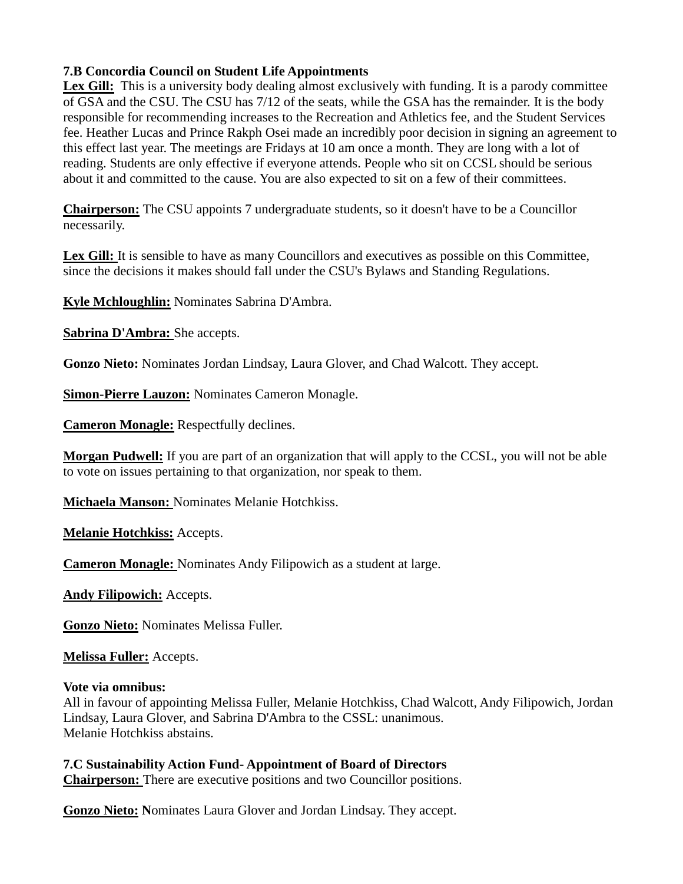**7.B Concordia Council on Student Life Appointments**

**Lex Gill:** This is a university body dealing almost exclusively with funding. It is a parody committee of GSA and the CSU. The CSU has 7/12 of the seats, while the GSA has the remainder. It is the body responsible for recommending increases to the Recreation and Athletics fee, and the Student Services fee. Heather Lucas and Prince Rakph Osei made an incredibly poor decision in signing an agreement to this effect last year. The meetings are Fridays at 10 am once a month. They are long with a lot of reading. Students are only effective if everyone attends. People who sit on CCSL should be serious about it and committed to the cause. You are also expected to sit on a few of their committees.

**Chairperson:** The CSU appoints 7 undergraduate students, so it doesn't have to be a Councillor necessarily.

**Lex Gill:** It is sensible to have as many Councillors and executives as possible on this Committee, since the decisions it makes should fall under the CSU's Bylaws and Standing Regulations.

**Kyle Mchloughlin:** Nominates Sabrina D'Ambra.

**Sabrina D'Ambra:** She accepts.

**Gonzo Nieto:** Nominates Jordan Lindsay, Laura Glover, and Chad Walcott. They accept.

**Simon-Pierre Lauzon:** Nominates Cameron Monagle.

**Cameron Monagle:** Respectfully declines.

**Morgan Pudwell:** If you are part of an organization that will apply to the CCSL, you will not be able to vote on issues pertaining to that organization, nor speak to them.

**Michaela Manson:** Nominates Melanie Hotchkiss.

**Melanie Hotchkiss:** Accepts.

**Cameron Monagle:** Nominates Andy Filipowich as a student at large.

**Andy Filipowich:** Accepts.

**Gonzo Nieto:** Nominates Melissa Fuller.

**Melissa Fuller:** Accepts.

**Vote via omnibus:**
All in favour of appointing Melissa Fuller, Melanie Hotchkiss, Chad Walcott, Andy Filipowich, Jordan Lindsay, Laura Glover, and Sabrina D'Ambra to the CSSL: unanimous.
Melanie Hotchkiss abstains.

**7.C Sustainability Action Fund- Appointment of Board of Directors**

**Chairperson:** There are executive positions and two Councillor positions.

**Gonzo Nieto:** **N**ominates Laura Glover and Jordan Lindsay. They accept.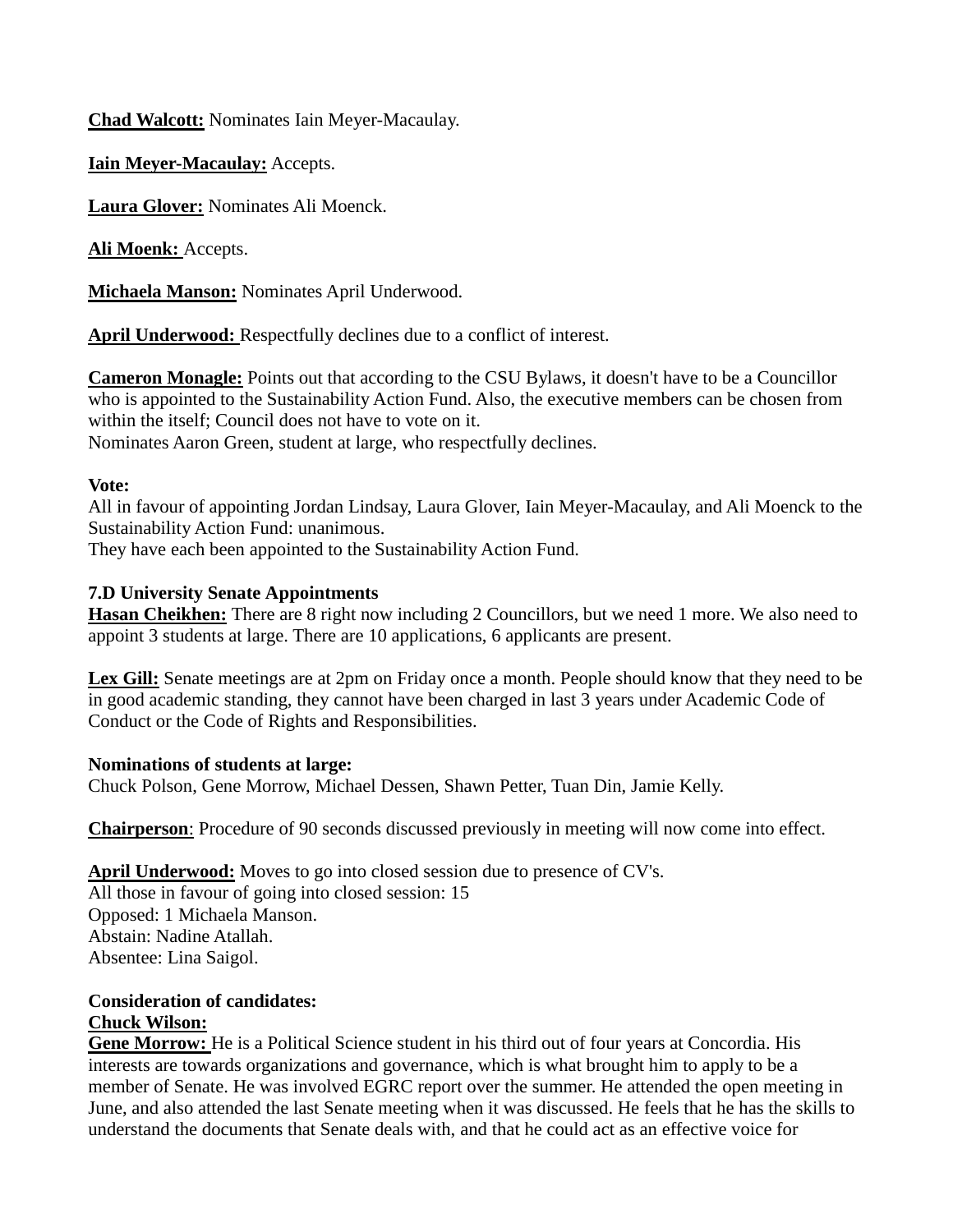**Chad Walcott:** Nominates Iain Meyer-Macaulay.

**Iain Meyer-Macaulay:** Accepts.

**Laura Glover:** Nominates Ali Moenck.

**Ali Moenk:** Accepts.

**Michaela Manson:** Nominates April Underwood.

**April Underwood:** Respectfully declines due to a conflict of interest.

**Cameron Monagle:** Points out that according to the CSU Bylaws, it doesn't have to be a Councillor who is appointed to the Sustainability Action Fund. Also, the executive members can be chosen from within the itself; Council does not have to vote on it.
Nominates Aaron Green, student at large, who respectfully declines.

**Vote:**
All in favour of appointing Jordan Lindsay, Laura Glover, Iain Meyer-Macaulay, and Ali Moenck to the Sustainability Action Fund: unanimous.
They have each been appointed to the Sustainability Action Fund.

**7.D University Senate Appointments**
**Hasan Cheikhen:** There are 8 right now including 2 Councillors, but we need 1 more. We also need to appoint 3 students at large. There are 10 applications, 6 applicants are present.

**Lex Gill:** Senate meetings are at 2pm on Friday once a month. People should know that they need to be in good academic standing, they cannot have been charged in last 3 years under Academic Code of Conduct or the Code of Rights and Responsibilities.

**Nominations of students at large:**
Chuck Polson, Gene Morrow, Michael Dessen, Shawn Petter, Tuan Din, Jamie Kelly.

**Chairperson**: Procedure of 90 seconds discussed previously in meeting will now come into effect.

**April Underwood:** Moves to go into closed session due to presence of CV's.
All those in favour of going into closed session: 15
Opposed: 1 Michaela Manson.
Abstain: Nadine Atallah.
Absentee: Lina Saigol.

**Consideration of candidates:**
**Chuck Wilson:**
**Gene Morrow:** He is a Political Science student in his third out of four years at Concordia. His interests are towards organizations and governance, which is what brought him to apply to be a member of Senate. He was involved EGRC report over the summer. He attended the open meeting in June, and also attended the last Senate meeting when it was discussed. He feels that he has the skills to understand the documents that Senate deals with, and that he could act as an effective voice for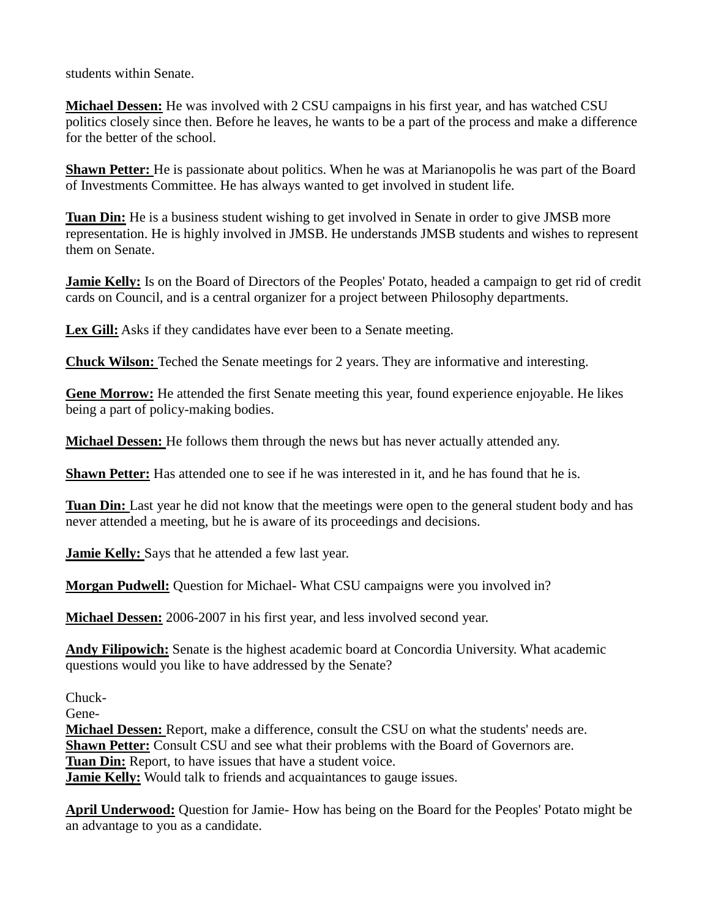students within Senate.

**Michael Dessen:** He was involved with 2 CSU campaigns in his first year, and has watched CSU politics closely since then. Before he leaves, he wants to be a part of the process and make a difference for the better of the school.

**Shawn Petter:** He is passionate about politics. When he was at Marianopolis he was part of the Board of Investments Committee. He has always wanted to get involved in student life.

**Tuan Din:** He is a business student wishing to get involved in Senate in order to give JMSB more representation. He is highly involved in JMSB. He understands JMSB students and wishes to represent them on Senate.

**Jamie Kelly:** Is on the Board of Directors of the Peoples' Potato, headed a campaign to get rid of credit cards on Council, and is a central organizer for a project between Philosophy departments.

**Lex Gill:** Asks if they candidates have ever been to a Senate meeting.

**Chuck Wilson:** Teched the Senate meetings for 2 years. They are informative and interesting.

**Gene Morrow:** He attended the first Senate meeting this year, found experience enjoyable. He likes being a part of policy-making bodies.

**Michael Dessen:** He follows them through the news but has never actually attended any.

**Shawn Petter:** Has attended one to see if he was interested in it, and he has found that he is.

**Tuan Din:** Last year he did not know that the meetings were open to the general student body and has never attended a meeting, but he is aware of its proceedings and decisions.

**Jamie Kelly:** Says that he attended a few last year.

**Morgan Pudwell:** Question for Michael- What CSU campaigns were you involved in?

**Michael Dessen:** 2006-2007 in his first year, and less involved second year.

**Andy Filipowich:** Senate is the highest academic board at Concordia University. What academic questions would you like to have addressed by the Senate?

Chuck-
Gene-
**Michael Dessen:** Report, make a difference, consult the CSU on what the students' needs are.
**Shawn Petter:** Consult CSU and see what their problems with the Board of Governors are.
**Tuan Din:** Report, to have issues that have a student voice.
**Jamie Kelly:** Would talk to friends and acquaintances to gauge issues.

**April Underwood:** Question for Jamie- How has being on the Board for the Peoples' Potato might be an advantage to you as a candidate.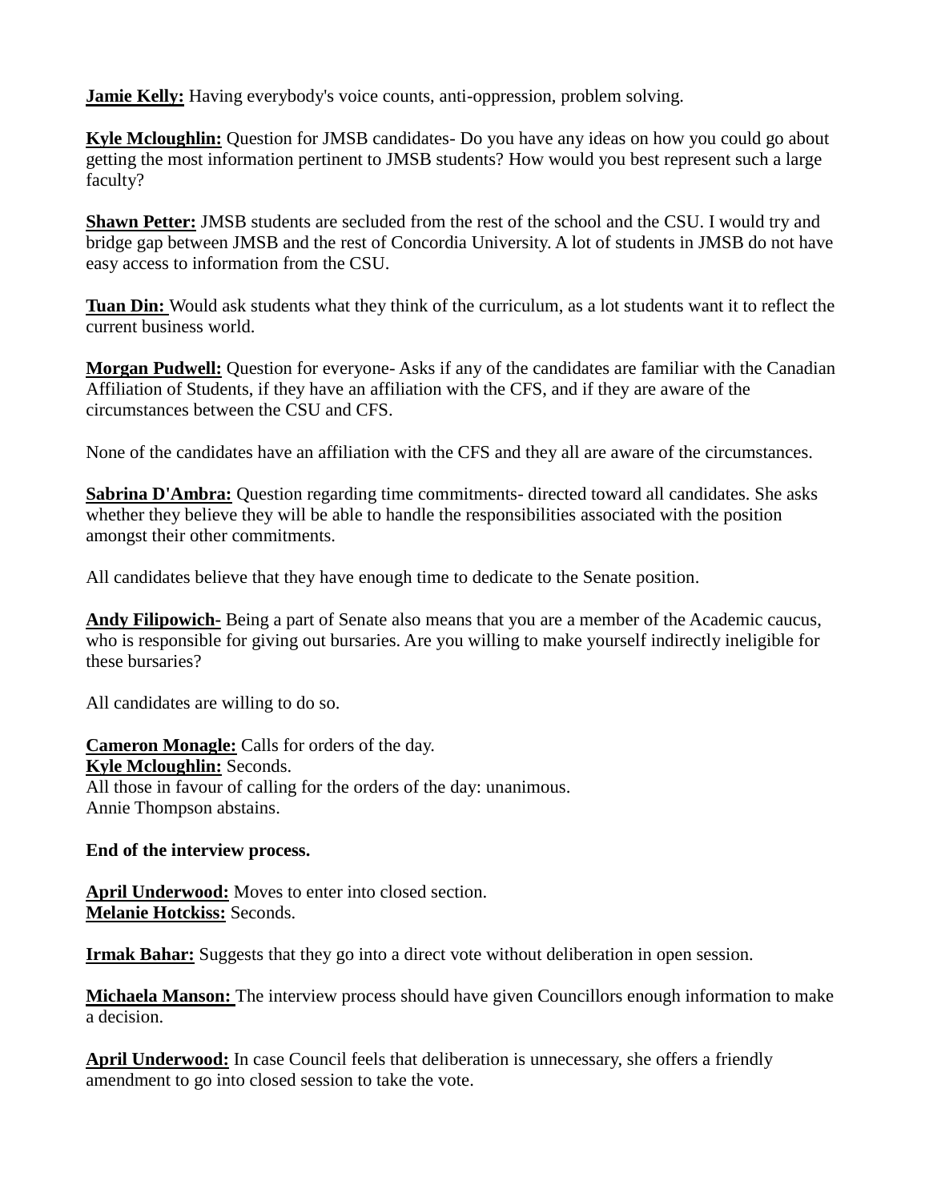**Jamie Kelly:** Having everybody's voice counts, anti-oppression, problem solving.

**Kyle Mcloughlin:** Question for JMSB candidates- Do you have any ideas on how you could go about getting the most information pertinent to JMSB students? How would you best represent such a large faculty?

**Shawn Petter:** JMSB students are secluded from the rest of the school and the CSU. I would try and bridge gap between JMSB and the rest of Concordia University. A lot of students in JMSB do not have easy access to information from the CSU.

**Tuan Din:** Would ask students what they think of the curriculum, as a lot students want it to reflect the current business world.

**Morgan Pudwell:** Question for everyone- Asks if any of the candidates are familiar with the Canadian Affiliation of Students, if they have an affiliation with the CFS, and if they are aware of the circumstances between the CSU and CFS.

None of the candidates have an affiliation with the CFS and they all are aware of the circumstances.

**Sabrina D'Ambra:** Question regarding time commitments- directed toward all candidates. She asks whether they believe they will be able to handle the responsibilities associated with the position amongst their other commitments.

All candidates believe that they have enough time to dedicate to the Senate position.

**Andy Filipowich-** Being a part of Senate also means that you are a member of the Academic caucus, who is responsible for giving out bursaries. Are you willing to make yourself indirectly ineligible for these bursaries?

All candidates are willing to do so.

**Cameron Monagle:** Calls for orders of the day.
**Kyle Mcloughlin:** Seconds.
All those in favour of calling for the orders of the day: unanimous.
Annie Thompson abstains.

**End of the interview process.**

**April Underwood:** Moves to enter into closed section.
**Melanie Hotckiss:** Seconds.

**Irmak Bahar:** Suggests that they go into a direct vote without deliberation in open session.

**Michaela Manson:** The interview process should have given Councillors enough information to make a decision.

**April Underwood:** In case Council feels that deliberation is unnecessary, she offers a friendly amendment to go into closed session to take the vote.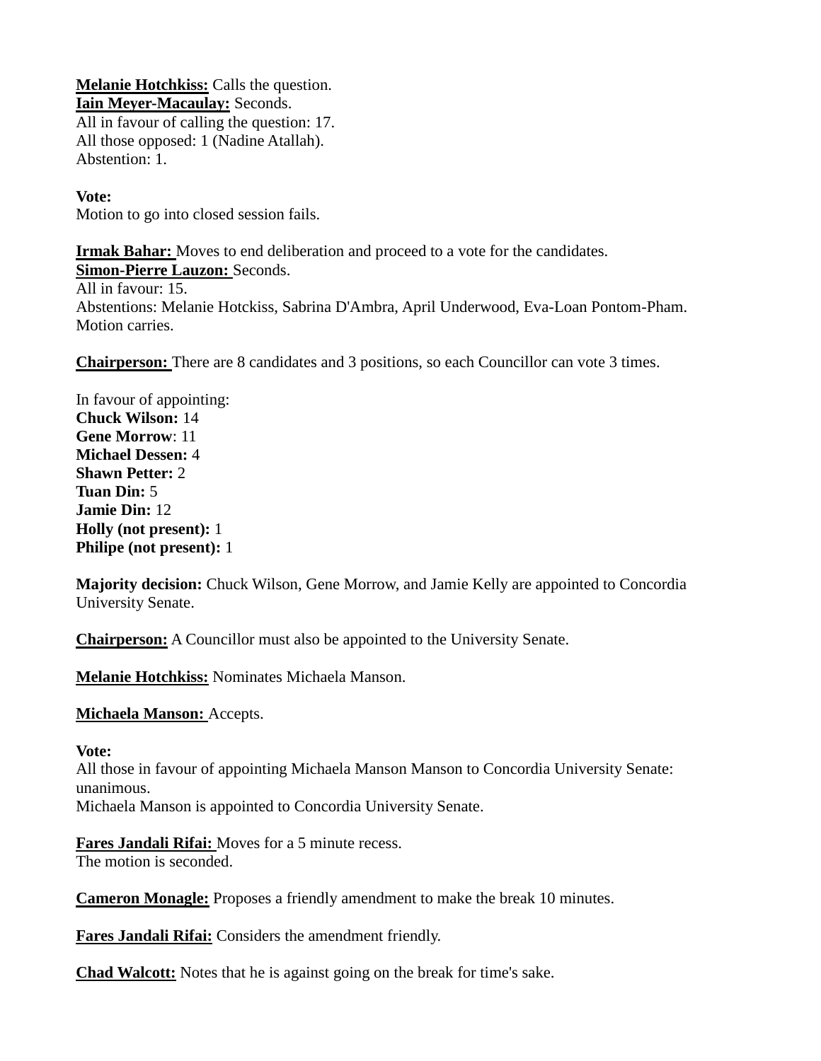**Melanie Hotchkiss:** Calls the question.
**Iain Meyer-Macaulay:** Seconds.
All in favour of calling the question: 17.
All those opposed: 1 (Nadine Atallah).
Abstention: 1.

**Vote:**
Motion to go into closed session fails.

**Irmak Bahar:** Moves to end deliberation and proceed to a vote for the candidates.
**Simon-Pierre Lauzon:** Seconds.
All in favour: 15.
Abstentions: Melanie Hotckiss, Sabrina D'Ambra, April Underwood, Eva-Loan Pontom-Pham.
Motion carries.

**Chairperson:** There are 8 candidates and 3 positions, so each Councillor can vote 3 times.

In favour of appointing:
**Chuck Wilson:** 14
**Gene Morrow**: 11
**Michael Dessen:** 4
**Shawn Petter:** 2
**Tuan Din:** 5
**Jamie Din:** 12
**Holly (not present):** 1
**Philipe (not present):** 1

**Majority decision:** Chuck Wilson, Gene Morrow, and Jamie Kelly are appointed to Concordia University Senate.

**Chairperson:** A Councillor must also be appointed to the University Senate.

**Melanie Hotchkiss:** Nominates Michaela Manson.

**Michaela Manson:** Accepts.

**Vote:**
All those in favour of appointing Michaela Manson Manson to Concordia University Senate: unanimous.
Michaela Manson is appointed to Concordia University Senate.

**Fares Jandali Rifai:** Moves for a 5 minute recess.
The motion is seconded.

**Cameron Monagle:** Proposes a friendly amendment to make the break 10 minutes.

**Fares Jandali Rifai:** Considers the amendment friendly.

**Chad Walcott:** Notes that he is against going on the break for time's sake.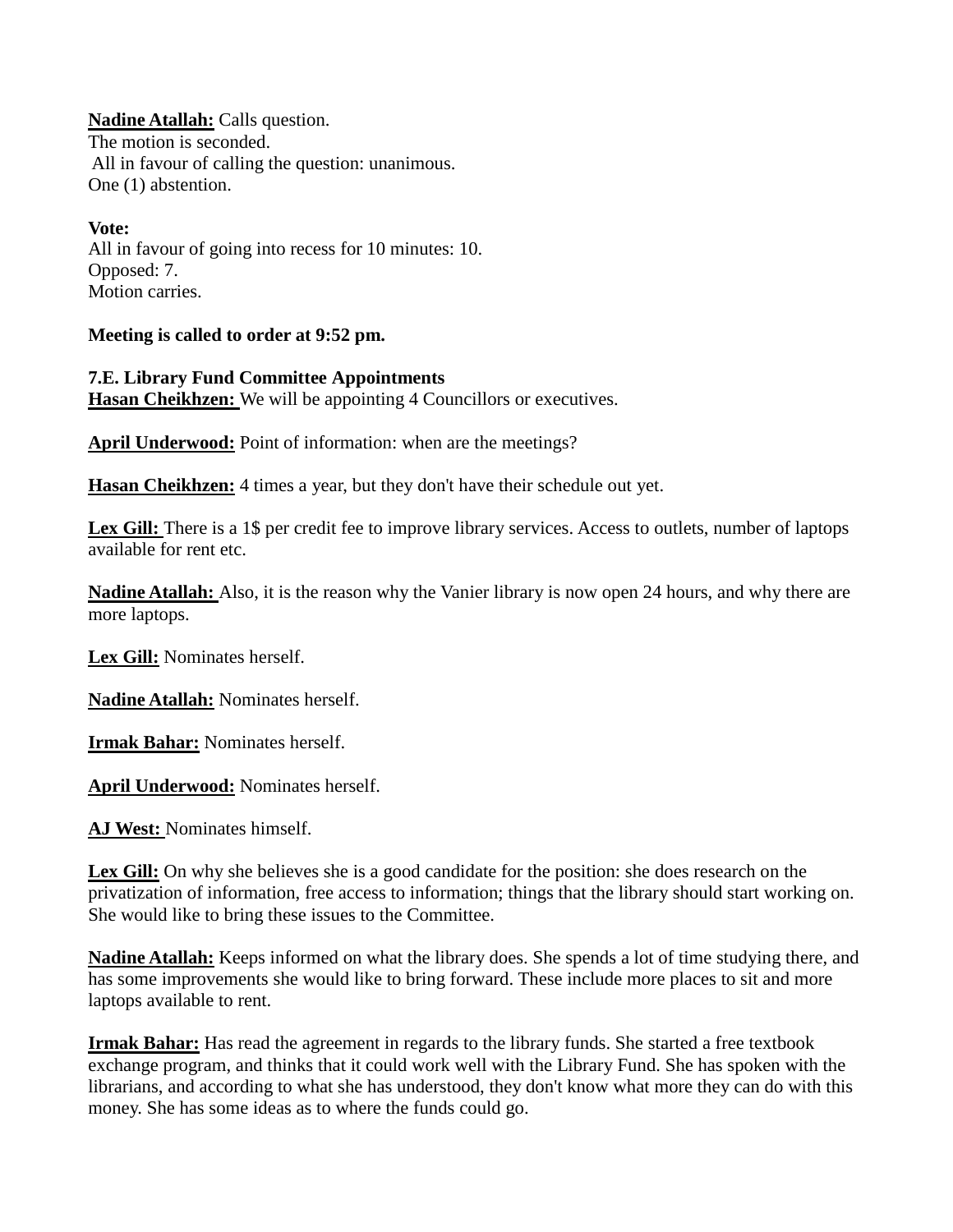**Nadine Atallah:** Calls question.
The motion is seconded.
All in favour of calling the question: unanimous.
One (1) abstention.

**Vote:**
All in favour of going into recess for 10 minutes: 10.
Opposed: 7.
Motion carries.

**Meeting is called to order at 9:52 pm.**

**7.E. Library Fund Committee Appointments**
**Hasan Cheikhzen:** We will be appointing 4 Councillors or executives.

**April Underwood:** Point of information: when are the meetings?

**Hasan Cheikhzen:** 4 times a year, but they don't have their schedule out yet.

**Lex Gill:** There is a 1$ per credit fee to improve library services. Access to outlets, number of laptops available for rent etc.

**Nadine Atallah:** Also, it is the reason why the Vanier library is now open 24 hours, and why there are more laptops.

**Lex Gill:** Nominates herself.

**Nadine Atallah:** Nominates herself.

**Irmak Bahar:** Nominates herself.

**April Underwood:** Nominates herself.

**AJ West:** Nominates himself.

**Lex Gill:** On why she believes she is a good candidate for the position: she does research on the privatization of information, free access to information; things that the library should start working on. She would like to bring these issues to the Committee.

**Nadine Atallah:** Keeps informed on what the library does. She spends a lot of time studying there, and has some improvements she would like to bring forward. These include more places to sit and more laptops available to rent.

**Irmak Bahar:** Has read the agreement in regards to the library funds. She started a free textbook exchange program, and thinks that it could work well with the Library Fund. She has spoken with the librarians, and according to what she has understood, they don't know what more they can do with this money. She has some ideas as to where the funds could go.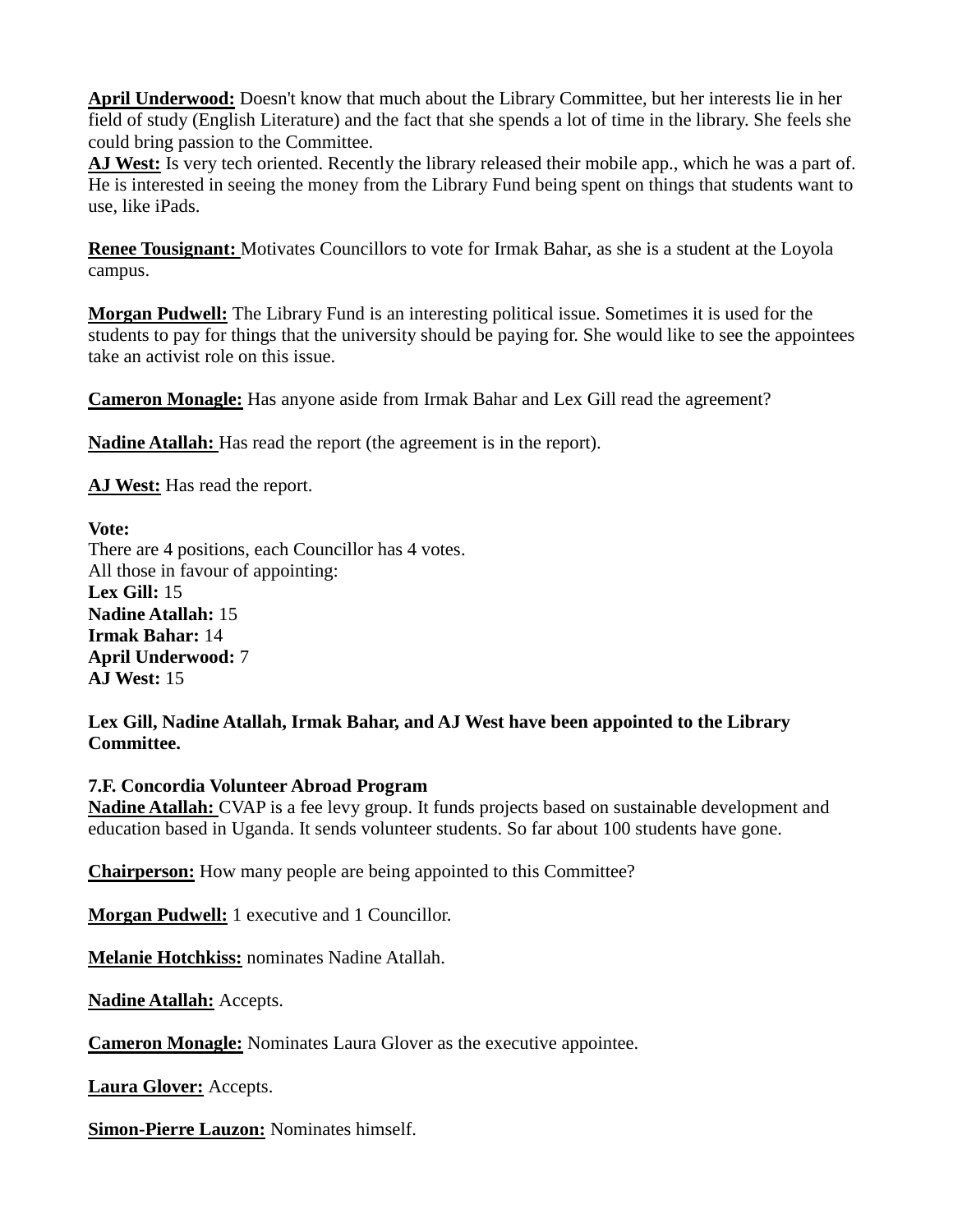**April Underwood:** Doesn't know that much about the Library Committee, but her interests lie in her field of study (English Literature) and the fact that she spends a lot of time in the library. She feels she could bring passion to the Committee.
**AJ West:** Is very tech oriented. Recently the library released their mobile app., which he was a part of. He is interested in seeing the money from the Library Fund being spent on things that students want to use, like iPads.

**Renee Tousignant:** Motivates Councillors to vote for Irmak Bahar, as she is a student at the Loyola campus.

**Morgan Pudwell:** The Library Fund is an interesting political issue. Sometimes it is used for the students to pay for things that the university should be paying for. She would like to see the appointees take an activist role on this issue.

**Cameron Monagle:** Has anyone aside from Irmak Bahar and Lex Gill read the agreement?

**Nadine Atallah:** Has read the report (the agreement is in the report).

**AJ West:** Has read the report.

**Vote:**
There are 4 positions, each Councillor has 4 votes.
All those in favour of appointing:
**Lex Gill:** 15
**Nadine Atallah:** 15
**Irmak Bahar:** 14
**April Underwood:** 7
**AJ West:** 15

**Lex Gill, Nadine Atallah, Irmak Bahar, and AJ West have been appointed to the Library Committee.**

**7.F. Concordia Volunteer Abroad Program**
**Nadine Atallah:** CVAP is a fee levy group. It funds projects based on sustainable development and education based in Uganda. It sends volunteer students. So far about 100 students have gone.

**Chairperson:** How many people are being appointed to this Committee?

**Morgan Pudwell:** 1 executive and 1 Councillor.

**Melanie Hotchkiss:** nominates Nadine Atallah.

**Nadine Atallah:** Accepts.

**Cameron Monagle:** Nominates Laura Glover as the executive appointee.

**Laura Glover:** Accepts.

**Simon-Pierre Lauzon:** Nominates himself.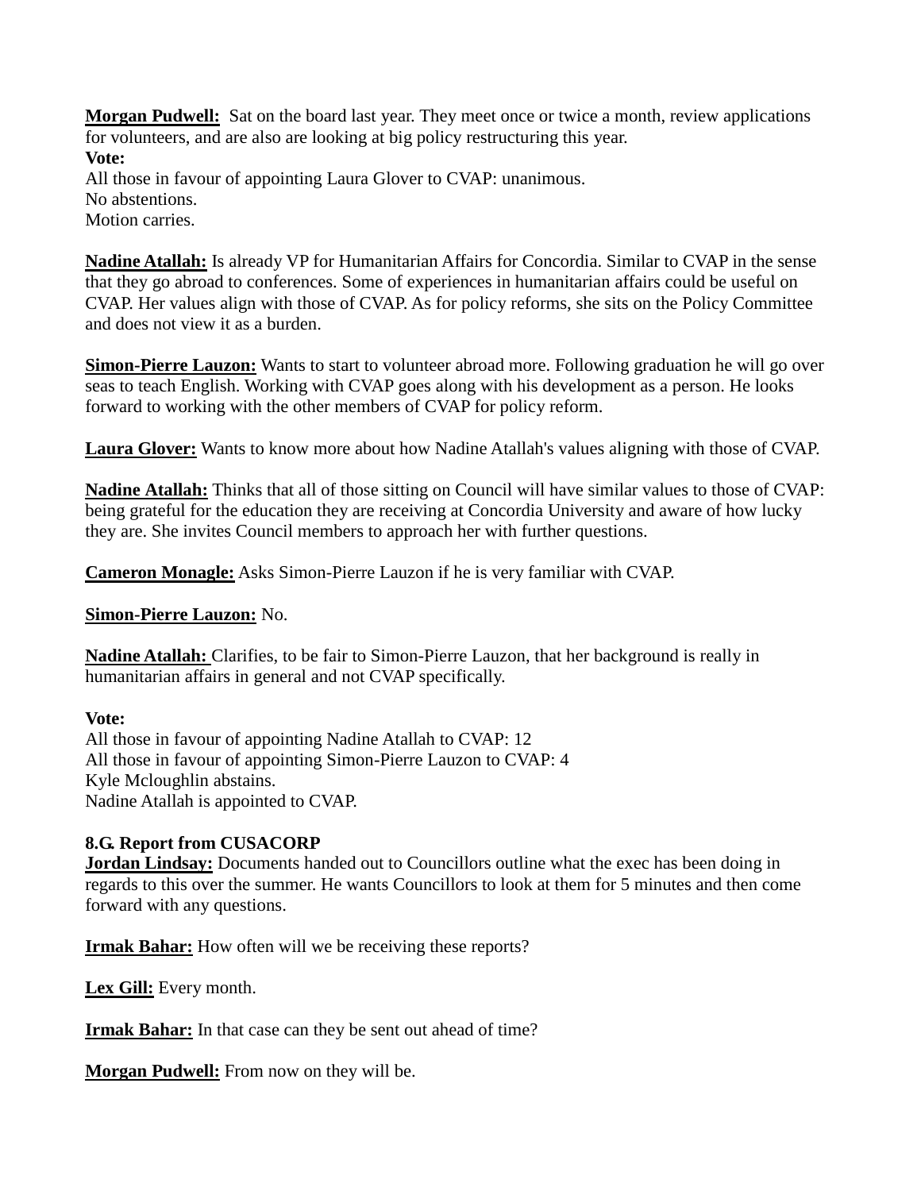**Morgan Pudwell:** Sat on the board last year. They meet once or twice a month, review applications for volunteers, and are also are looking at big policy restructuring this year.

**Vote:**

All those in favour of appointing Laura Glover to CVAP: unanimous.
No abstentions.
Motion carries.

**Nadine Atallah:** Is already VP for Humanitarian Affairs for Concordia. Similar to CVAP in the sense that they go abroad to conferences. Some of experiences in humanitarian affairs could be useful on CVAP. Her values align with those of CVAP. As for policy reforms, she sits on the Policy Committee and does not view it as a burden.

**Simon-Pierre Lauzon:** Wants to start to volunteer abroad more. Following graduation he will go over seas to teach English. Working with CVAP goes along with his development as a person. He looks forward to working with the other members of CVAP for policy reform.

**Laura Glover:** Wants to know more about how Nadine Atallah's values aligning with those of CVAP.

**Nadine Atallah:** Thinks that all of those sitting on Council will have similar values to those of CVAP: being grateful for the education they are receiving at Concordia University and aware of how lucky they are. She invites Council members to approach her with further questions.

**Cameron Monagle:** Asks Simon-Pierre Lauzon if he is very familiar with CVAP.

**Simon-Pierre Lauzon:** No.

**Nadine Atallah:** Clarifies, to be fair to Simon-Pierre Lauzon, that her background is really in humanitarian affairs in general and not CVAP specifically.

**Vote:**

All those in favour of appointing Nadine Atallah to CVAP: 12
All those in favour of appointing Simon-Pierre Lauzon to CVAP: 4
Kyle Mcloughlin abstains.
Nadine Atallah is appointed to CVAP.

**8.G. Report from CUSACORP**

**Jordan Lindsay:** Documents handed out to Councillors outline what the exec has been doing in regards to this over the summer. He wants Councillors to look at them for 5 minutes and then come forward with any questions.

**Irmak Bahar:** How often will we be receiving these reports?

**Lex Gill:** Every month.

**Irmak Bahar:** In that case can they be sent out ahead of time?

**Morgan Pudwell:** From now on they will be.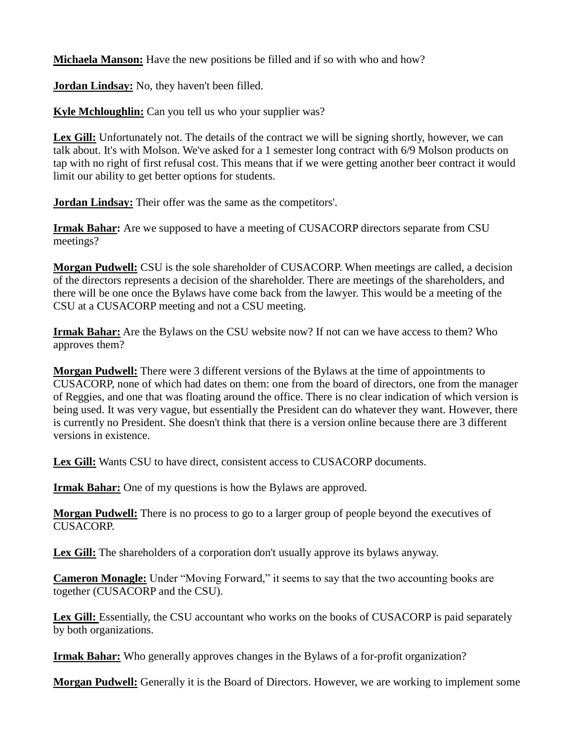**Michaela Manson:** Have the new positions be filled and if so with who and how?

**Jordan Lindsay:** No, they haven't been filled.

**Kyle Mchloughlin:** Can you tell us who your supplier was?

**Lex Gill:** Unfortunately not. The details of the contract we will be signing shortly, however, we can talk about. It's with Molson. We've asked for a 1 semester long contract with 6/9 Molson products on tap with no right of first refusal cost. This means that if we were getting another beer contract it would limit our ability to get better options for students.

**Jordan Lindsay:** Their offer was the same as the competitors'.

**Irmak Bahar:** Are we supposed to have a meeting of CUSACORP directors separate from CSU meetings?

**Morgan Pudwell:** CSU is the sole shareholder of CUSACORP. When meetings are called, a decision of the directors represents a decision of the shareholder. There are meetings of the shareholders, and there will be one once the Bylaws have come back from the lawyer. This would be a meeting of the CSU at a CUSACORP meeting and not a CSU meeting.

**Irmak Bahar:** Are the Bylaws on the CSU website now? If not can we have access to them? Who approves them?

**Morgan Pudwell:** There were 3 different versions of the Bylaws at the time of appointments to CUSACORP, none of which had dates on them: one from the board of directors, one from the manager of Reggies, and one that was floating around the office. There is no clear indication of which version is being used. It was very vague, but essentially the President can do whatever they want. However, there is currently no President. She doesn't think that there is a version online because there are 3 different versions in existence.

**Lex Gill:** Wants CSU to have direct, consistent access to CUSACORP documents.

**Irmak Bahar:** One of my questions is how the Bylaws are approved.

**Morgan Pudwell:** There is no process to go to a larger group of people beyond the executives of CUSACORP.

**Lex Gill:** The shareholders of a corporation don't usually approve its bylaws anyway.

**Cameron Monagle:** Under "Moving Forward," it seems to say that the two accounting books are together (CUSACORP and the CSU).

**Lex Gill:** Essentially, the CSU accountant who works on the books of CUSACORP is paid separately by both organizations.

**Irmak Bahar:** Who generally approves changes in the Bylaws of a for-profit organization?

**Morgan Pudwell:** Generally it is the Board of Directors. However, we are working to implement some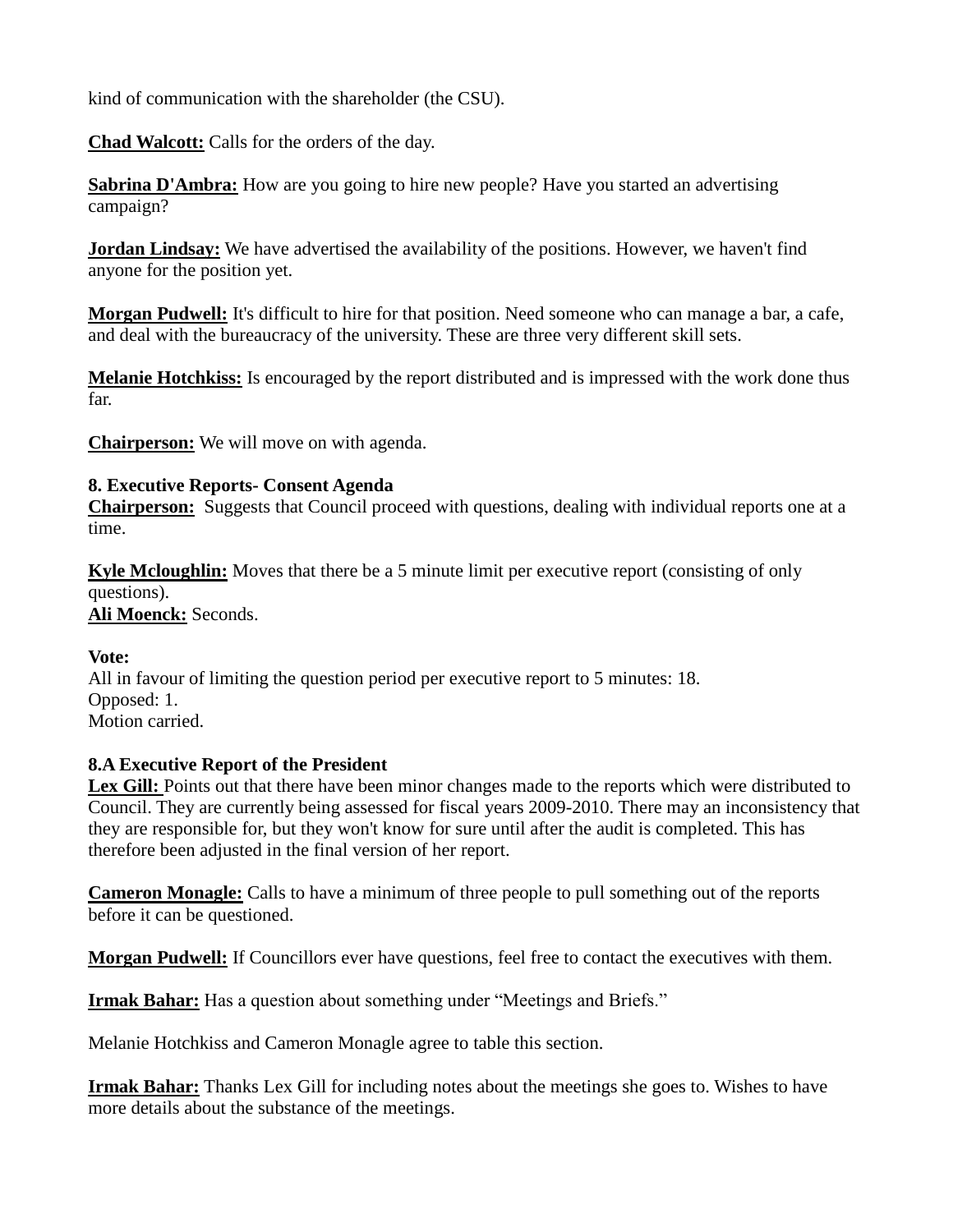kind of communication with the shareholder (the CSU).

**Chad Walcott:** Calls for the orders of the day.

**Sabrina D'Ambra:** How are you going to hire new people? Have you started an advertising campaign?

**Jordan Lindsay:** We have advertised the availability of the positions. However, we haven't find anyone for the position yet.

**Morgan Pudwell:** It's difficult to hire for that position. Need someone who can manage a bar, a cafe, and deal with the bureaucracy of the university. These are three very different skill sets.

**Melanie Hotchkiss:** Is encouraged by the report distributed and is impressed with the work done thus far.

**Chairperson:** We will move on with agenda.

**8. Executive Reports- Consent Agenda**

**Chairperson:** Suggests that Council proceed with questions, dealing with individual reports one at a time.

**Kyle Mcloughlin:** Moves that there be a 5 minute limit per executive report (consisting of only questions).
**Ali Moenck:** Seconds.

**Vote:**
All in favour of limiting the question period per executive report to 5 minutes: 18.
Opposed: 1.
Motion carried.

**8.A Executive Report of the President**

**Lex Gill:** Points out that there have been minor changes made to the reports which were distributed to Council. They are currently being assessed for fiscal years 2009-2010. There may an inconsistency that they are responsible for, but they won't know for sure until after the audit is completed. This has therefore been adjusted in the final version of her report.

**Cameron Monagle:** Calls to have a minimum of three people to pull something out of the reports before it can be questioned.

**Morgan Pudwell:** If Councillors ever have questions, feel free to contact the executives with them.

**Irmak Bahar:** Has a question about something under "Meetings and Briefs."

Melanie Hotchkiss and Cameron Monagle agree to table this section.

**Irmak Bahar:** Thanks Lex Gill for including notes about the meetings she goes to. Wishes to have more details about the substance of the meetings.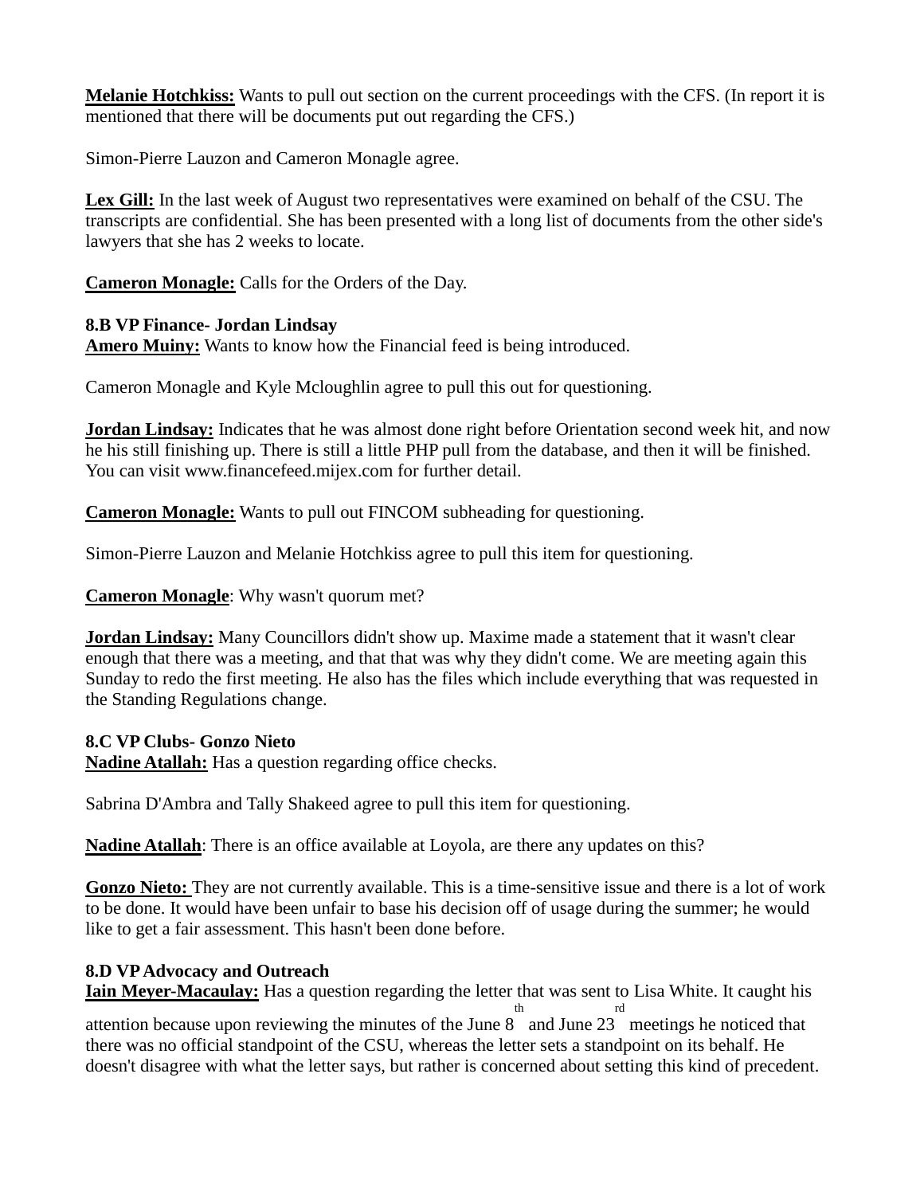**Melanie Hotchkiss:** Wants to pull out section on the current proceedings with the CFS. (In report it is mentioned that there will be documents put out regarding the CFS.)

Simon-Pierre Lauzon and Cameron Monagle agree.

**Lex Gill:** In the last week of August two representatives were examined on behalf of the CSU. The transcripts are confidential. She has been presented with a long list of documents from the other side's lawyers that she has 2 weeks to locate.

**Cameron Monagle:** Calls for the Orders of the Day.

**8.B VP Finance- Jordan Lindsay**

**Amero Muiny:** Wants to know how the Financial feed is being introduced.

Cameron Monagle and Kyle Mcloughlin agree to pull this out for questioning.

**Jordan Lindsay:** Indicates that he was almost done right before Orientation second week hit, and now he his still finishing up. There is still a little PHP pull from the database, and then it will be finished. You can visit www.financefeed.mijex.com for further detail.

**Cameron Monagle:** Wants to pull out FINCOM subheading for questioning.

Simon-Pierre Lauzon and Melanie Hotchkiss agree to pull this item for questioning.

**Cameron Monagle**: Why wasn't quorum met?

**Jordan Lindsay:** Many Councillors didn't show up. Maxime made a statement that it wasn't clear enough that there was a meeting, and that that was why they didn't come. We are meeting again this Sunday to redo the first meeting. He also has the files which include everything that was requested in the Standing Regulations change.

**8.C VP Clubs- Gonzo Nieto**

**Nadine Atallah:** Has a question regarding office checks.

Sabrina D'Ambra and Tally Shakeed agree to pull this item for questioning.

**Nadine Atallah**: There is an office available at Loyola, are there any updates on this?

**Gonzo Nieto:** They are not currently available. This is a time-sensitive issue and there is a lot of work to be done. It would have been unfair to base his decision off of usage during the summer; he would like to get a fair assessment. This hasn't been done before.

**8.D VP Advocacy and Outreach**

**Iain Meyer-Macaulay:** Has a question regarding the letter that was sent to Lisa White. It caught his attention because upon reviewing the minutes of the June 8th and June 23rd meetings he noticed that there was no official standpoint of the CSU, whereas the letter sets a standpoint on its behalf. He doesn't disagree with what the letter says, but rather is concerned about setting this kind of precedent.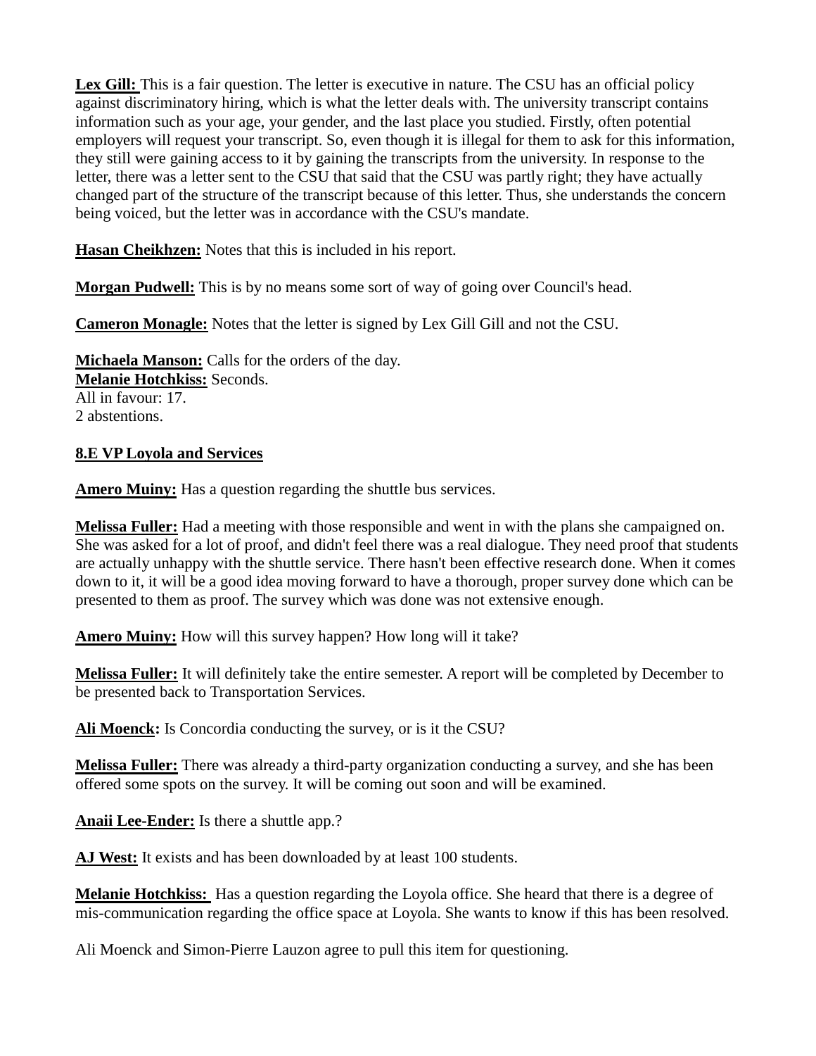**Lex Gill:** This is a fair question. The letter is executive in nature. The CSU has an official policy against discriminatory hiring, which is what the letter deals with. The university transcript contains information such as your age, your gender, and the last place you studied. Firstly, often potential employers will request your transcript. So, even though it is illegal for them to ask for this information, they still were gaining access to it by gaining the transcripts from the university. In response to the letter, there was a letter sent to the CSU that said that the CSU was partly right; they have actually changed part of the structure of the transcript because of this letter. Thus, she understands the concern being voiced, but the letter was in accordance with the CSU's mandate.

**Hasan Cheikhzen:** Notes that this is included in his report.

**Morgan Pudwell:** This is by no means some sort of way of going over Council's head.

**Cameron Monagle:** Notes that the letter is signed by Lex Gill Gill and not the CSU.

**Michaela Manson:** Calls for the orders of the day.
**Melanie Hotchkiss:** Seconds.
All in favour: 17.
2 abstentions.

**8.E VP Loyola and Services**

**Amero Muiny:** Has a question regarding the shuttle bus services.

**Melissa Fuller:** Had a meeting with those responsible and went in with the plans she campaigned on. She was asked for a lot of proof, and didn't feel there was a real dialogue. They need proof that students are actually unhappy with the shuttle service. There hasn't been effective research done. When it comes down to it, it will be a good idea moving forward to have a thorough, proper survey done which can be presented to them as proof. The survey which was done was not extensive enough.

**Amero Muiny:** How will this survey happen? How long will it take?

**Melissa Fuller:** It will definitely take the entire semester. A report will be completed by December to be presented back to Transportation Services.

**Ali Moenck:** Is Concordia conducting the survey, or is it the CSU?

**Melissa Fuller:** There was already a third-party organization conducting a survey, and she has been offered some spots on the survey. It will be coming out soon and will be examined.

**Anaii Lee-Ender:** Is there a shuttle app.?

**AJ West:** It exists and has been downloaded by at least 100 students.

**Melanie Hotchkiss:** Has a question regarding the Loyola office. She heard that there is a degree of mis-communication regarding the office space at Loyola. She wants to know if this has been resolved.

Ali Moenck and Simon-Pierre Lauzon agree to pull this item for questioning.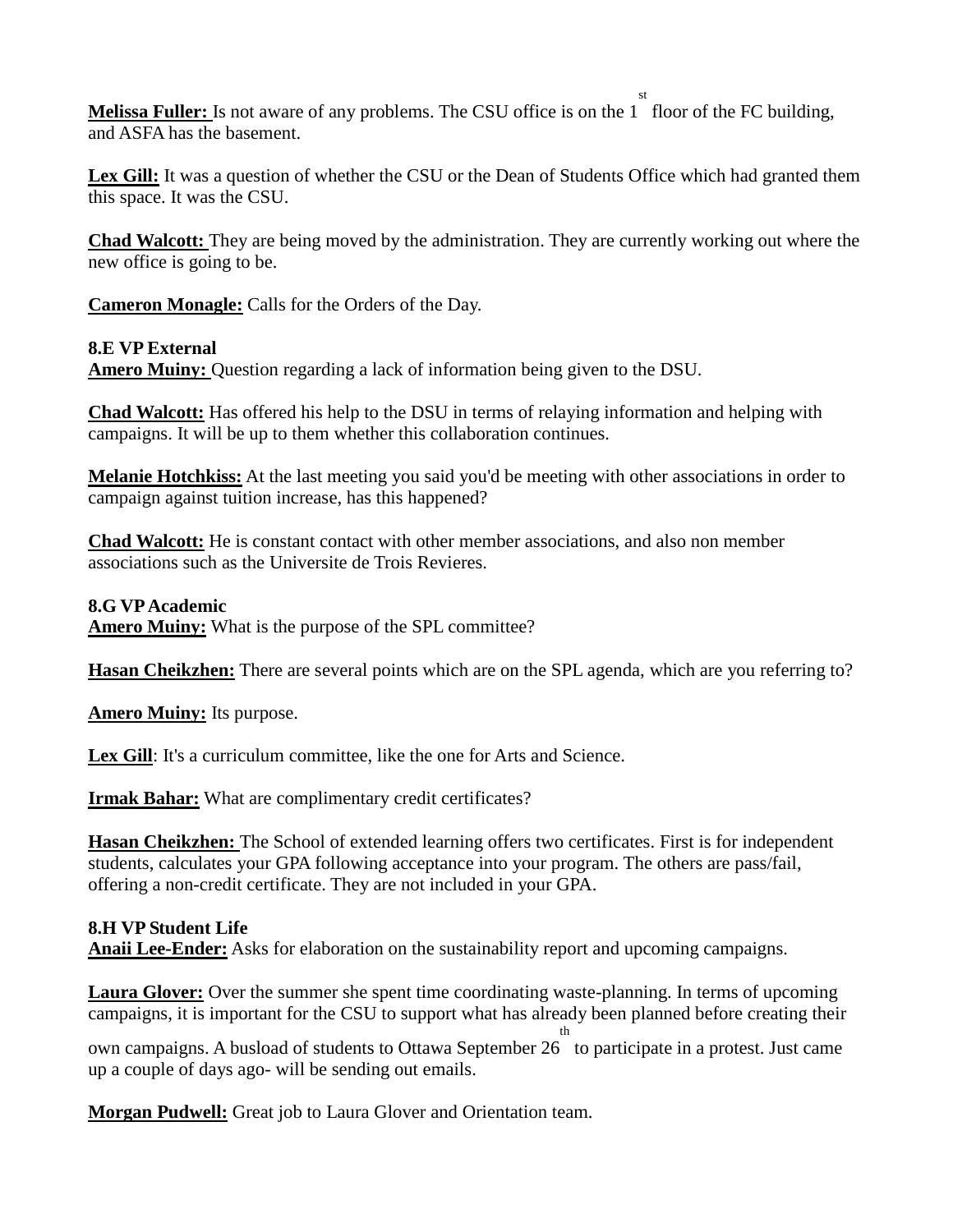**Melissa Fuller:** Is not aware of any problems. The CSU office is on the 1st floor of the FC building, and ASFA has the basement.

**Lex Gill:** It was a question of whether the CSU or the Dean of Students Office which had granted them this space. It was the CSU.

**Chad Walcott:** They are being moved by the administration. They are currently working out where the new office is going to be.

**Cameron Monagle:** Calls for the Orders of the Day.

**8.E VP External**

**Amero Muiny:** Question regarding a lack of information being given to the DSU.

**Chad Walcott:** Has offered his help to the DSU in terms of relaying information and helping with campaigns. It will be up to them whether this collaboration continues.

**Melanie Hotchkiss:** At the last meeting you said you'd be meeting with other associations in order to campaign against tuition increase, has this happened?

**Chad Walcott:** He is constant contact with other member associations, and also non member associations such as the Universite de Trois Revieres.

**8.G VP Academic**

**Amero Muiny:** What is the purpose of the SPL committee?

**Hasan Cheikzhen:** There are several points which are on the SPL agenda, which are you referring to?

**Amero Muiny:** Its purpose.

**Lex Gill**: It's a curriculum committee, like the one for Arts and Science.

**Irmak Bahar:** What are complimentary credit certificates?

**Hasan Cheikzhen:** The School of extended learning offers two certificates. First is for independent students, calculates your GPA following acceptance into your program. The others are pass/fail, offering a non-credit certificate. They are not included in your GPA.

**8.H VP Student Life**

**Anaii Lee-Ender:** Asks for elaboration on the sustainability report and upcoming campaigns.

**Laura Glover:** Over the summer she spent time coordinating waste-planning. In terms of upcoming campaigns, it is important for the CSU to support what has already been planned before creating their own campaigns. A busload of students to Ottawa September 26th to participate in a protest. Just came up a couple of days ago- will be sending out emails.

**Morgan Pudwell:** Great job to Laura Glover and Orientation team.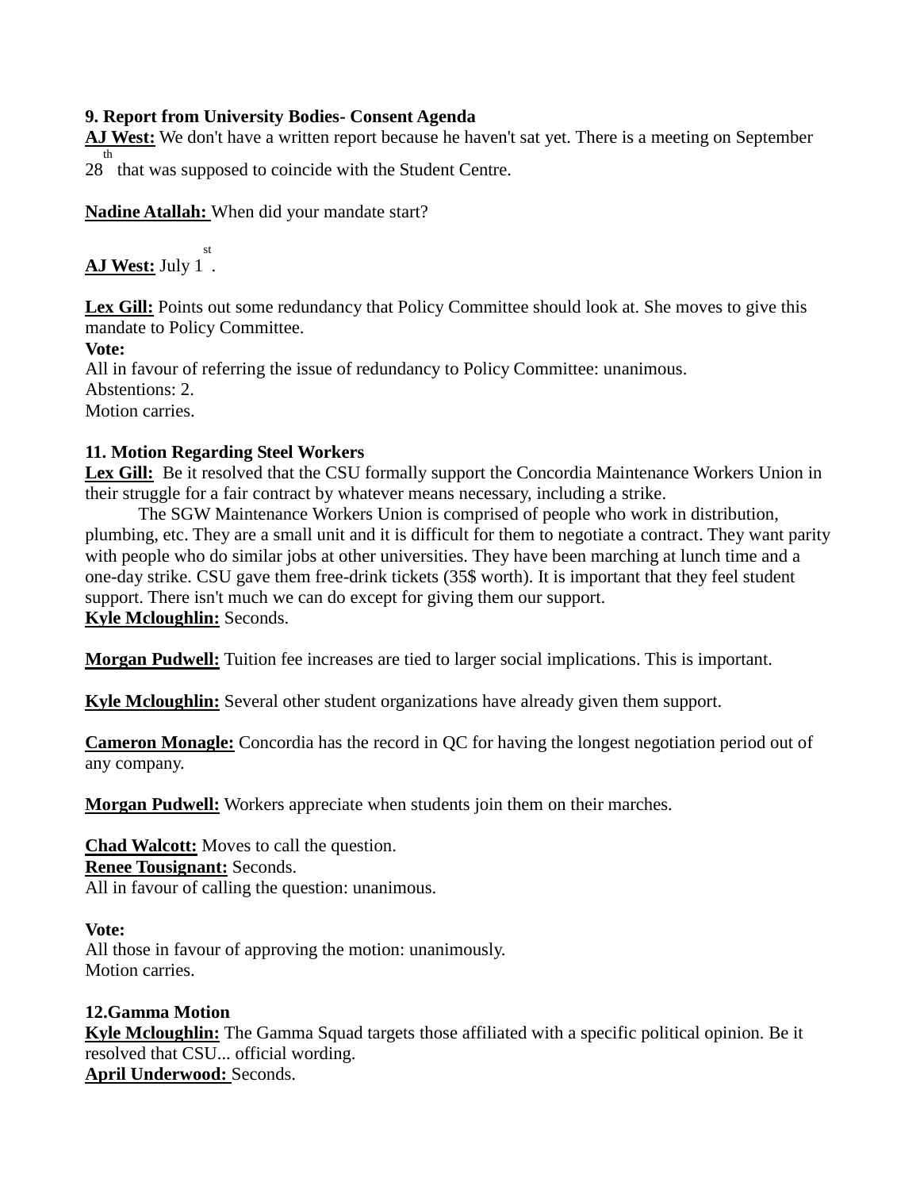**9. Report from University Bodies- Consent Agenda**

**AJ West:** We don't have a written report because he haven't sat yet. There is a meeting on September 28th that was supposed to coincide with the Student Centre.

**Nadine Atallah:** When did your mandate start?

**AJ West:** July 1st.

**Lex Gill:** Points out some redundancy that Policy Committee should look at. She moves to give this mandate to Policy Committee.

**Vote:**
All in favour of referring the issue of redundancy to Policy Committee: unanimous.
Abstentions: 2.
Motion carries.

**11. Motion Regarding Steel Workers**

**Lex Gill:** Be it resolved that the CSU formally support the Concordia Maintenance Workers Union in their struggle for a fair contract by whatever means necessary, including a strike.

The SGW Maintenance Workers Union is comprised of people who work in distribution, plumbing, etc. They are a small unit and it is difficult for them to negotiate a contract. They want parity with people who do similar jobs at other universities. They have been marching at lunch time and a one-day strike. CSU gave them free-drink tickets (35$ worth). It is important that they feel student support. There isn't much we can do except for giving them our support.

**Kyle Mcloughlin:** Seconds.

**Morgan Pudwell:** Tuition fee increases are tied to larger social implications. This is important.

**Kyle Mcloughlin:** Several other student organizations have already given them support.

**Cameron Monagle:** Concordia has the record in QC for having the longest negotiation period out of any company.

**Morgan Pudwell:** Workers appreciate when students join them on their marches.

**Chad Walcott:** Moves to call the question.
**Renee Tousignant:** Seconds.
All in favour of calling the question: unanimous.

**Vote:**
All those in favour of approving the motion: unanimously.
Motion carries.

**12.Gamma Motion**

**Kyle Mcloughlin:** The Gamma Squad targets those affiliated with a specific political opinion. Be it resolved that CSU... official wording.
**April Underwood:** Seconds.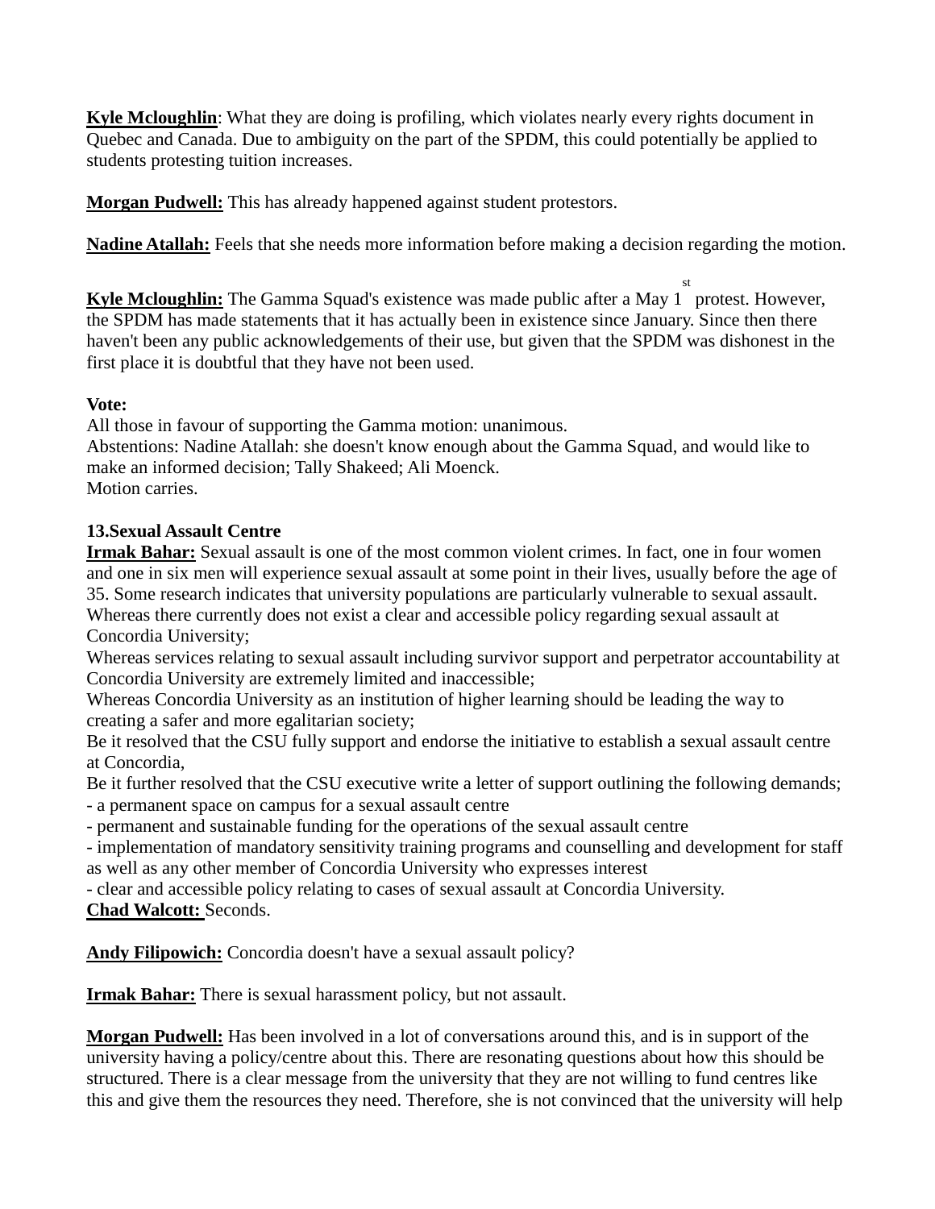**Kyle Mcloughlin**: What they are doing is profiling, which violates nearly every rights document in Quebec and Canada. Due to ambiguity on the part of the SPDM, this could potentially be applied to students protesting tuition increases.

**Morgan Pudwell:** This has already happened against student protestors.

**Nadine Atallah:** Feels that she needs more information before making a decision regarding the motion.

**Kyle Mcloughlin:** The Gamma Squad's existence was made public after a May 1st protest. However, the SPDM has made statements that it has actually been in existence since January. Since then there haven't been any public acknowledgements of their use, but given that the SPDM was dishonest in the first place it is doubtful that they have not been used.

**Vote:**
All those in favour of supporting the Gamma motion: unanimous.
Abstentions: Nadine Atallah: she doesn't know enough about the Gamma Squad, and would like to make an informed decision; Tally Shakeed; Ali Moenck.
Motion carries.

**13.Sexual Assault Centre**

**Irmak Bahar:** Sexual assault is one of the most common violent crimes. In fact, one in four women and one in six men will experience sexual assault at some point in their lives, usually before the age of 35. Some research indicates that university populations are particularly vulnerable to sexual assault.
Whereas there currently does not exist a clear and accessible policy regarding sexual assault at Concordia University;
Whereas services relating to sexual assault including survivor support and perpetrator accountability at Concordia University are extremely limited and inaccessible;
Whereas Concordia University as an institution of higher learning should be leading the way to creating a safer and more egalitarian society;
Be it resolved that the CSU fully support and endorse the initiative to establish a sexual assault centre at Concordia,
Be it further resolved that the CSU executive write a letter of support outlining the following demands;
- a permanent space on campus for a sexual assault centre
- permanent and sustainable funding for the operations of the sexual assault centre
- implementation of mandatory sensitivity training programs and counselling and development for staff as well as any other member of Concordia University who expresses interest
- clear and accessible policy relating to cases of sexual assault at Concordia University.

**Chad Walcott:** Seconds.

**Andy Filipowich:** Concordia doesn't have a sexual assault policy?

**Irmak Bahar:** There is sexual harassment policy, but not assault.

**Morgan Pudwell:** Has been involved in a lot of conversations around this, and is in support of the university having a policy/centre about this. There are resonating questions about how this should be structured. There is a clear message from the university that they are not willing to fund centres like this and give them the resources they need. Therefore, she is not convinced that the university will help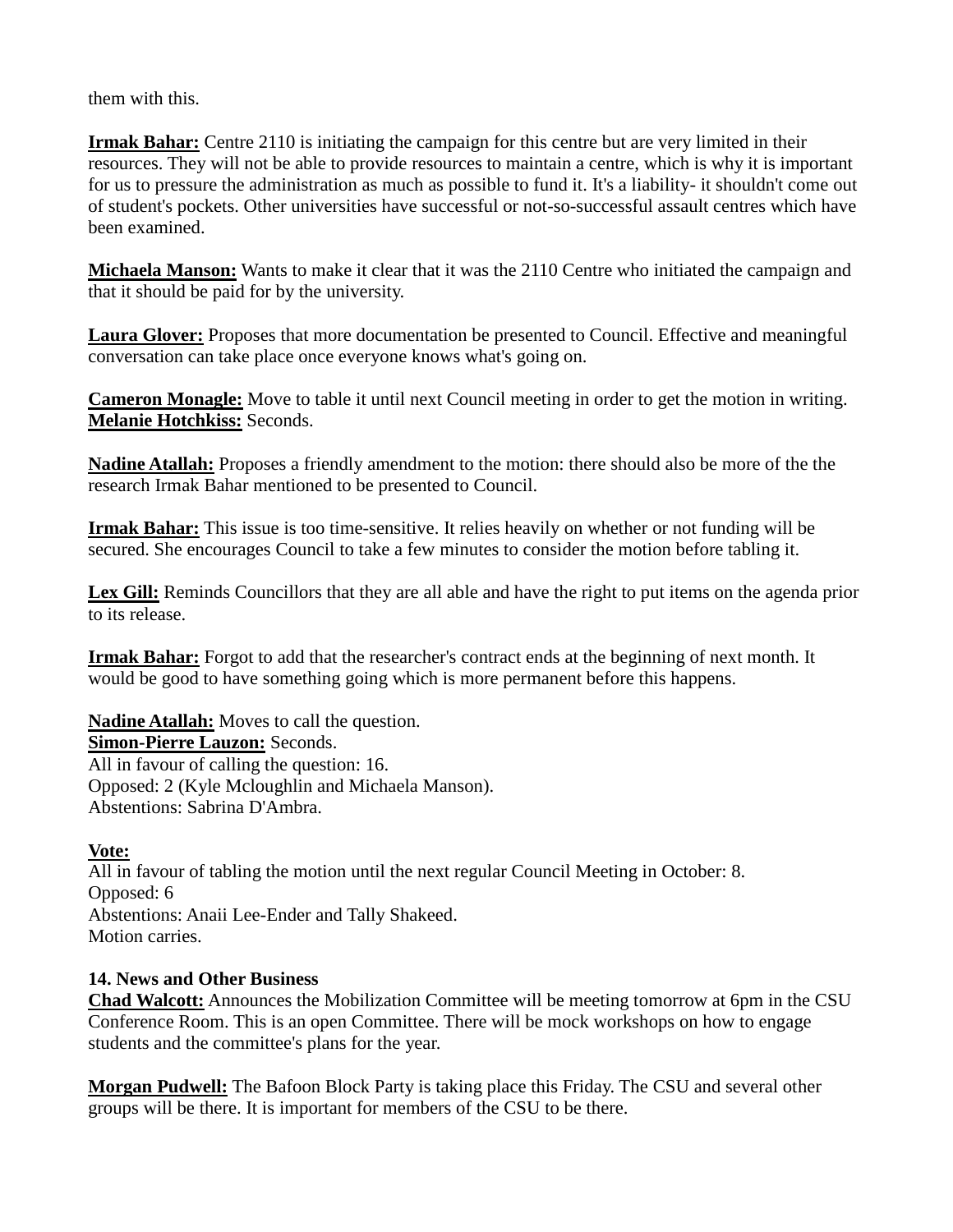them with this.

**Irmak Bahar:** Centre 2110 is initiating the campaign for this centre but are very limited in their resources. They will not be able to provide resources to maintain a centre, which is why it is important for us to pressure the administration as much as possible to fund it. It's a liability- it shouldn't come out of student's pockets. Other universities have successful or not-so-successful assault centres which have been examined.

**Michaela Manson:** Wants to make it clear that it was the 2110 Centre who initiated the campaign and that it should be paid for by the university.

**Laura Glover:** Proposes that more documentation be presented to Council. Effective and meaningful conversation can take place once everyone knows what's going on.

**Cameron Monagle:** Move to table it until next Council meeting in order to get the motion in writing.
**Melanie Hotchkiss:** Seconds.

**Nadine Atallah:** Proposes a friendly amendment to the motion: there should also be more of the the research Irmak Bahar mentioned to be presented to Council.

**Irmak Bahar:** This issue is too time-sensitive. It relies heavily on whether or not funding will be secured. She encourages Council to take a few minutes to consider the motion before tabling it.

**Lex Gill:** Reminds Councillors that they are all able and have the right to put items on the agenda prior to its release.

**Irmak Bahar:** Forgot to add that the researcher's contract ends at the beginning of next month. It would be good to have something going which is more permanent before this happens.

**Nadine Atallah:** Moves to call the question.
**Simon-Pierre Lauzon:** Seconds.
All in favour of calling the question: 16.
Opposed: 2 (Kyle Mcloughlin and Michaela Manson).
Abstentions: Sabrina D'Ambra.

**Vote:**
All in favour of tabling the motion until the next regular Council Meeting in October: 8.
Opposed: 6
Abstentions: Anaii Lee-Ender and Tally Shakeed.
Motion carries.

**14. News and Other Business**
**Chad Walcott:** Announces the Mobilization Committee will be meeting tomorrow at 6pm in the CSU Conference Room. This is an open Committee. There will be mock workshops on how to engage students and the committee's plans for the year.

**Morgan Pudwell:** The Bafoon Block Party is taking place this Friday. The CSU and several other groups will be there. It is important for members of the CSU to be there.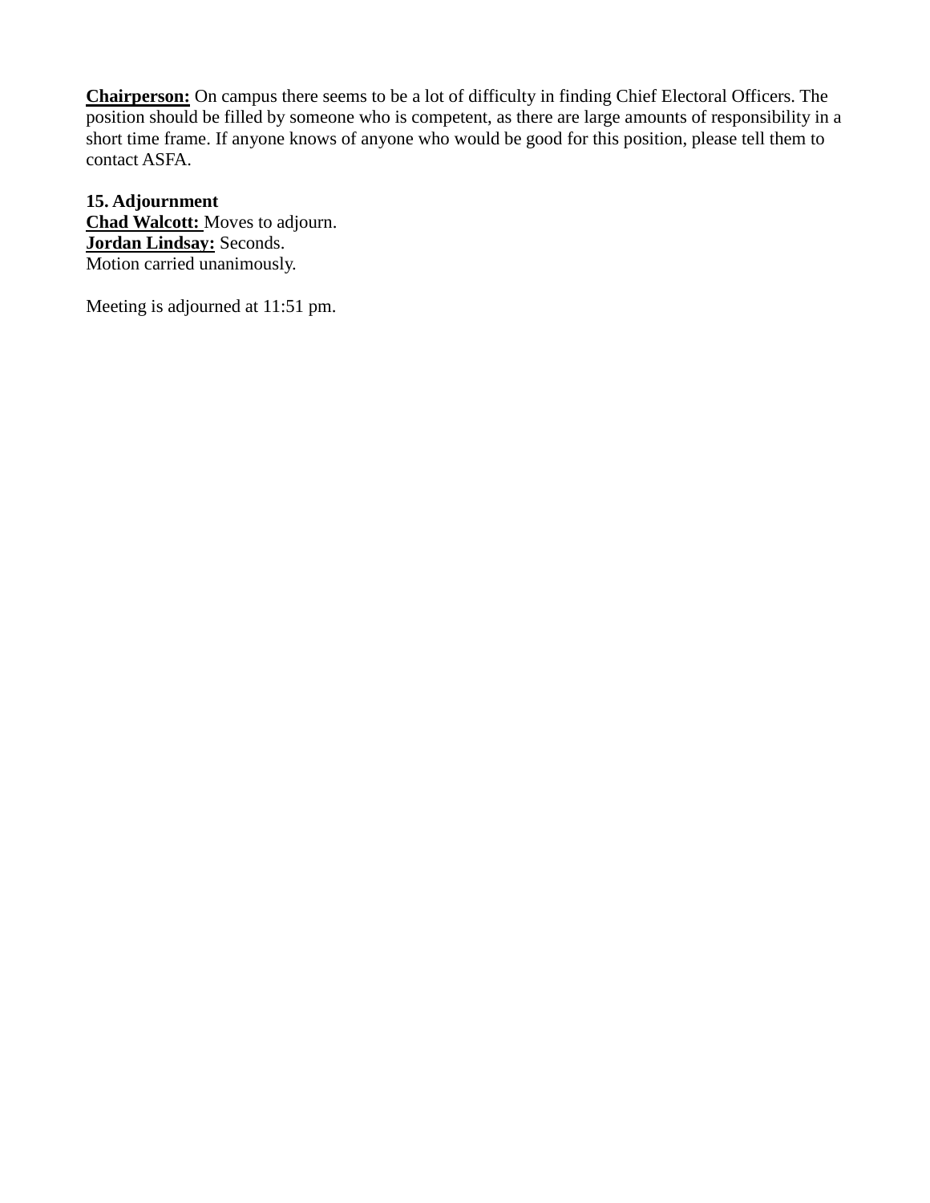**Chairperson:** On campus there seems to be a lot of difficulty in finding Chief Electoral Officers. The position should be filled by someone who is competent, as there are large amounts of responsibility in a short time frame. If anyone knows of anyone who would be good for this position, please tell them to contact ASFA.

**15. Adjournment**
**Chad Walcott:** Moves to adjourn.
**Jordan Lindsay:** Seconds.
Motion carried unanimously.

Meeting is adjourned at 11:51 pm.